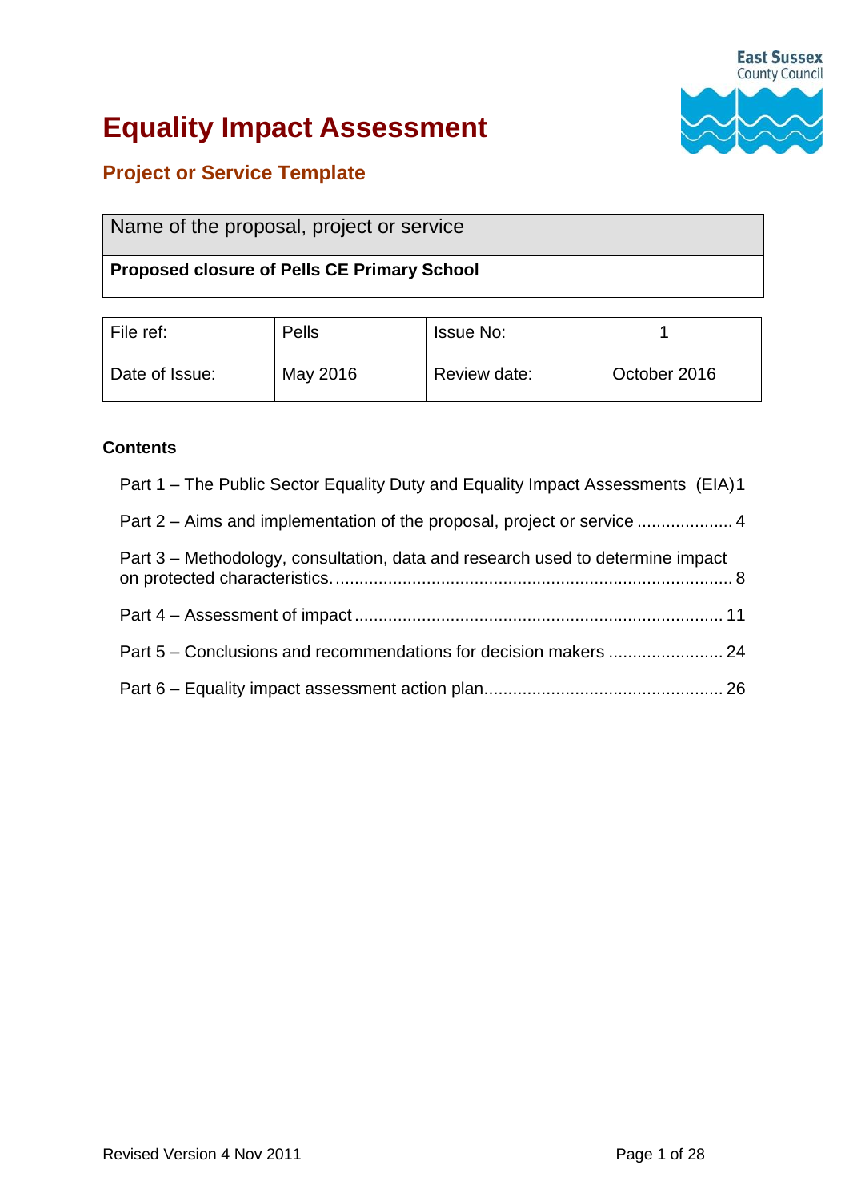# Equality Impact Assessment

## Project or Service Template

| Name of the proposal, project or service |
|---|
| **Proposed closure of Pells CE Primary School** |

| File ref: | Pells | Issue No: | 1 |
|---|---|---|---|
| Date of Issue: | May 2016 | Review date: | October 2016 |

**Contents**

Part 1 – The Public Sector Equality Duty and Equality Impact Assessments (EIA) 1

Part 2 – Aims and implementation of the proposal, project or service .................... 4

Part 3 – Methodology, consultation, data and research used to determine impact on protected characteristics. .................................................................................. 8

Part 4 – Assessment of impact ........................................................................... 11

Part 5 – Conclusions and recommendations for decision makers ........................ 24

Part 6 – Equality impact assessment action plan................................................. 26

Revised Version 4 Nov 2011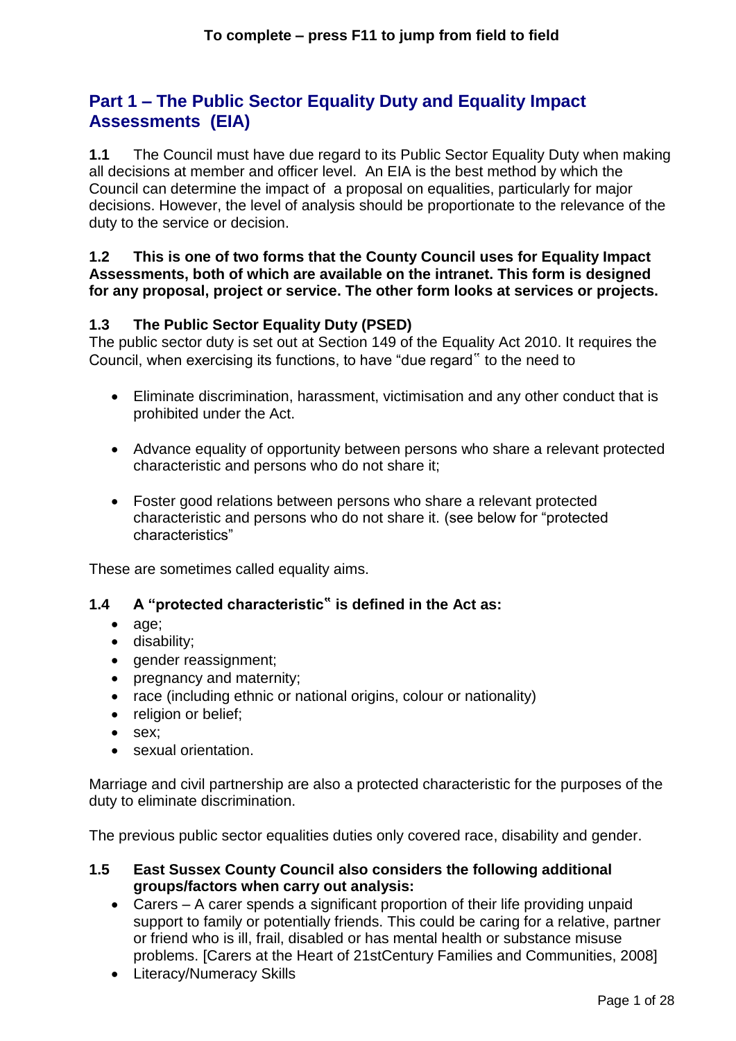**To complete – press F11 to jump from field to field**

## Part 1 – The Public Sector Equality Duty and Equality Impact Assessments (EIA)

**1.1** The Council must have due regard to its Public Sector Equality Duty when making all decisions at member and officer level. An EIA is the best method by which the Council can determine the impact of a proposal on equalities, particularly for major decisions. However, the level of analysis should be proportionate to the relevance of the duty to the service or decision.

**1.2 This is one of two forms that the County Council uses for Equality Impact Assessments, both of which are available on the intranet. This form is designed for any proposal, project or service. The other form looks at services or projects.**

**1.3 The Public Sector Equality Duty (PSED)**

The public sector duty is set out at Section 149 of the Equality Act 2010. It requires the Council, when exercising its functions, to have "due regard" to the need to

- Eliminate discrimination, harassment, victimisation and any other conduct that is prohibited under the Act.
- Advance equality of opportunity between persons who share a relevant protected characteristic and persons who do not share it;
- Foster good relations between persons who share a relevant protected characteristic and persons who do not share it. (see below for "protected characteristics"

These are sometimes called equality aims.

**1.4 A "protected characteristic" is defined in the Act as:**

- age;
- disability;
- gender reassignment;
- pregnancy and maternity;
- race (including ethnic or national origins, colour or nationality)
- religion or belief;
- sex;
- sexual orientation.

Marriage and civil partnership are also a protected characteristic for the purposes of the duty to eliminate discrimination.

The previous public sector equalities duties only covered race, disability and gender.

**1.5 East Sussex County Council also considers the following additional groups/factors when carry out analysis:**

- Carers – A carer spends a significant proportion of their life providing unpaid support to family or potentially friends. This could be caring for a relative, partner or friend who is ill, frail, disabled or has mental health or substance misuse problems. [Carers at the Heart of 21stCentury Families and Communities, 2008]
- Literacy/Numeracy Skills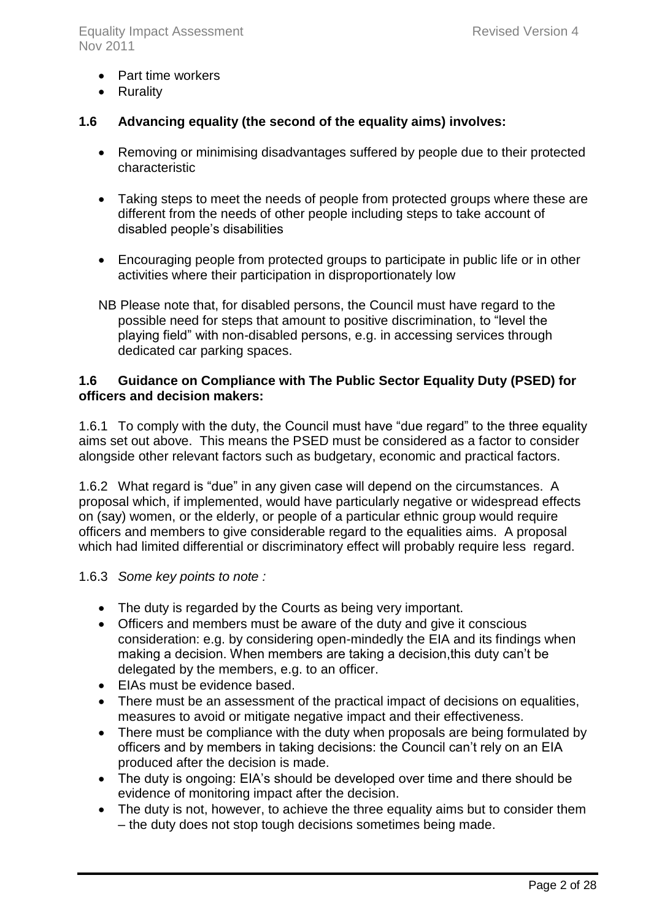- Part time workers
- Rurality

### 1.6 Advancing equality (the second of the equality aims) involves:

- Removing or minimising disadvantages suffered by people due to their protected characteristic

- Taking steps to meet the needs of people from protected groups where these are different from the needs of other people including steps to take account of disabled people's disabilities

- Encouraging people from protected groups to participate in public life or in other activities where their participation in disproportionately low

NB Please note that, for disabled persons, the Council must have regard to the possible need for steps that amount to positive discrimination, to "level the playing field" with non-disabled persons, e.g. in accessing services through dedicated car parking spaces.

### 1.6 Guidance on Compliance with The Public Sector Equality Duty (PSED) for officers and decision makers:

1.6.1 To comply with the duty, the Council must have "due regard" to the three equality aims set out above. This means the PSED must be considered as a factor to consider alongside other relevant factors such as budgetary, economic and practical factors.

1.6.2 What regard is "due" in any given case will depend on the circumstances. A proposal which, if implemented, would have particularly negative or widespread effects on (say) women, or the elderly, or people of a particular ethnic group would require officers and members to give considerable regard to the equalities aims. A proposal which had limited differential or discriminatory effect will probably require less regard.

1.6.3 *Some key points to note :*

- The duty is regarded by the Courts as being very important.
- Officers and members must be aware of the duty and give it conscious consideration: e.g. by considering open-mindedly the EIA and its findings when making a decision. When members are taking a decision,this duty can't be delegated by the members, e.g. to an officer.
- EIAs must be evidence based.
- There must be an assessment of the practical impact of decisions on equalities, measures to avoid or mitigate negative impact and their effectiveness.
- There must be compliance with the duty when proposals are being formulated by officers and by members in taking decisions: the Council can't rely on an EIA produced after the decision is made.
- The duty is ongoing: EIA's should be developed over time and there should be evidence of monitoring impact after the decision.
- The duty is not, however, to achieve the three equality aims but to consider them – the duty does not stop tough decisions sometimes being made.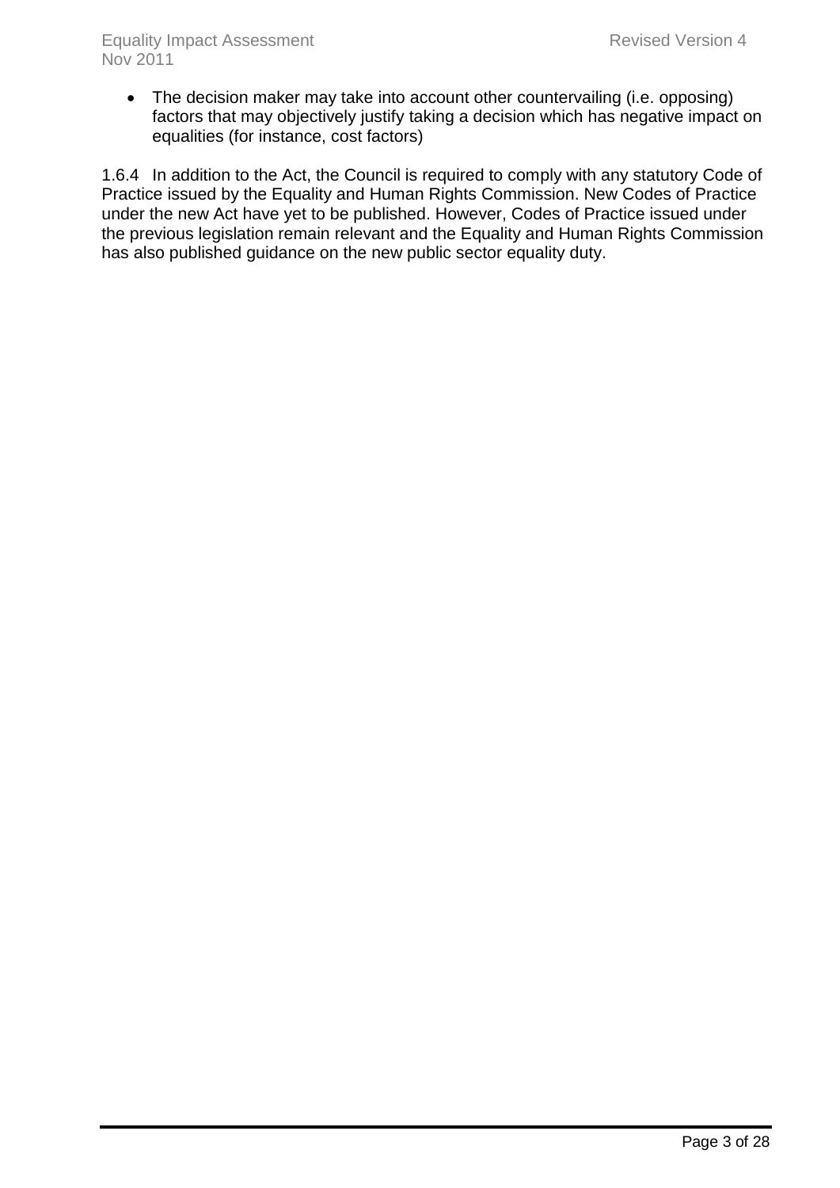- The decision maker may take into account other countervailing (i.e. opposing) factors that may objectively justify taking a decision which has negative impact on equalities (for instance, cost factors)

1.6.4 In addition to the Act, the Council is required to comply with any statutory Code of Practice issued by the Equality and Human Rights Commission. New Codes of Practice under the new Act have yet to be published. However, Codes of Practice issued under the previous legislation remain relevant and the Equality and Human Rights Commission has also published guidance on the new public sector equality duty.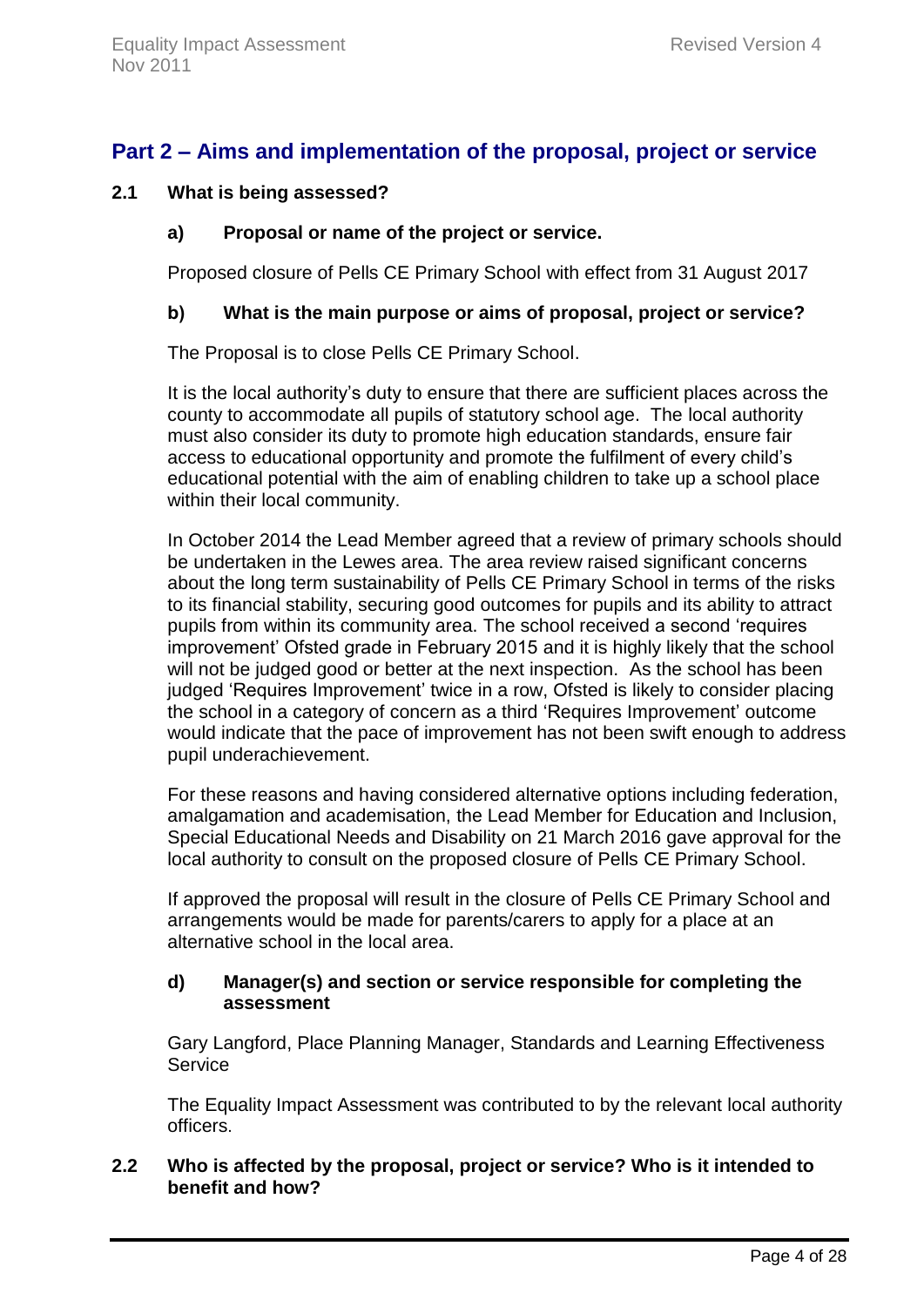## Part 2 – Aims and implementation of the proposal, project or service

### 2.1 What is being assessed?

**a) Proposal or name of the project or service.**

Proposed closure of Pells CE Primary School with effect from 31 August 2017

**b) What is the main purpose or aims of proposal, project or service?**

The Proposal is to close Pells CE Primary School.

It is the local authority's duty to ensure that there are sufficient places across the county to accommodate all pupils of statutory school age. The local authority must also consider its duty to promote high education standards, ensure fair access to educational opportunity and promote the fulfilment of every child's educational potential with the aim of enabling children to take up a school place within their local community.

In October 2014 the Lead Member agreed that a review of primary schools should be undertaken in the Lewes area. The area review raised significant concerns about the long term sustainability of Pells CE Primary School in terms of the risks to its financial stability, securing good outcomes for pupils and its ability to attract pupils from within its community area. The school received a second 'requires improvement' Ofsted grade in February 2015 and it is highly likely that the school will not be judged good or better at the next inspection. As the school has been judged 'Requires Improvement' twice in a row, Ofsted is likely to consider placing the school in a category of concern as a third 'Requires Improvement' outcome would indicate that the pace of improvement has not been swift enough to address pupil underachievement.

For these reasons and having considered alternative options including federation, amalgamation and academisation, the Lead Member for Education and Inclusion, Special Educational Needs and Disability on 21 March 2016 gave approval for the local authority to consult on the proposed closure of Pells CE Primary School.

If approved the proposal will result in the closure of Pells CE Primary School and arrangements would be made for parents/carers to apply for a place at an alternative school in the local area.

**d) Manager(s) and section or service responsible for completing the assessment**

Gary Langford, Place Planning Manager, Standards and Learning Effectiveness Service

The Equality Impact Assessment was contributed to by the relevant local authority officers.

### 2.2 Who is affected by the proposal, project or service? Who is it intended to benefit and how?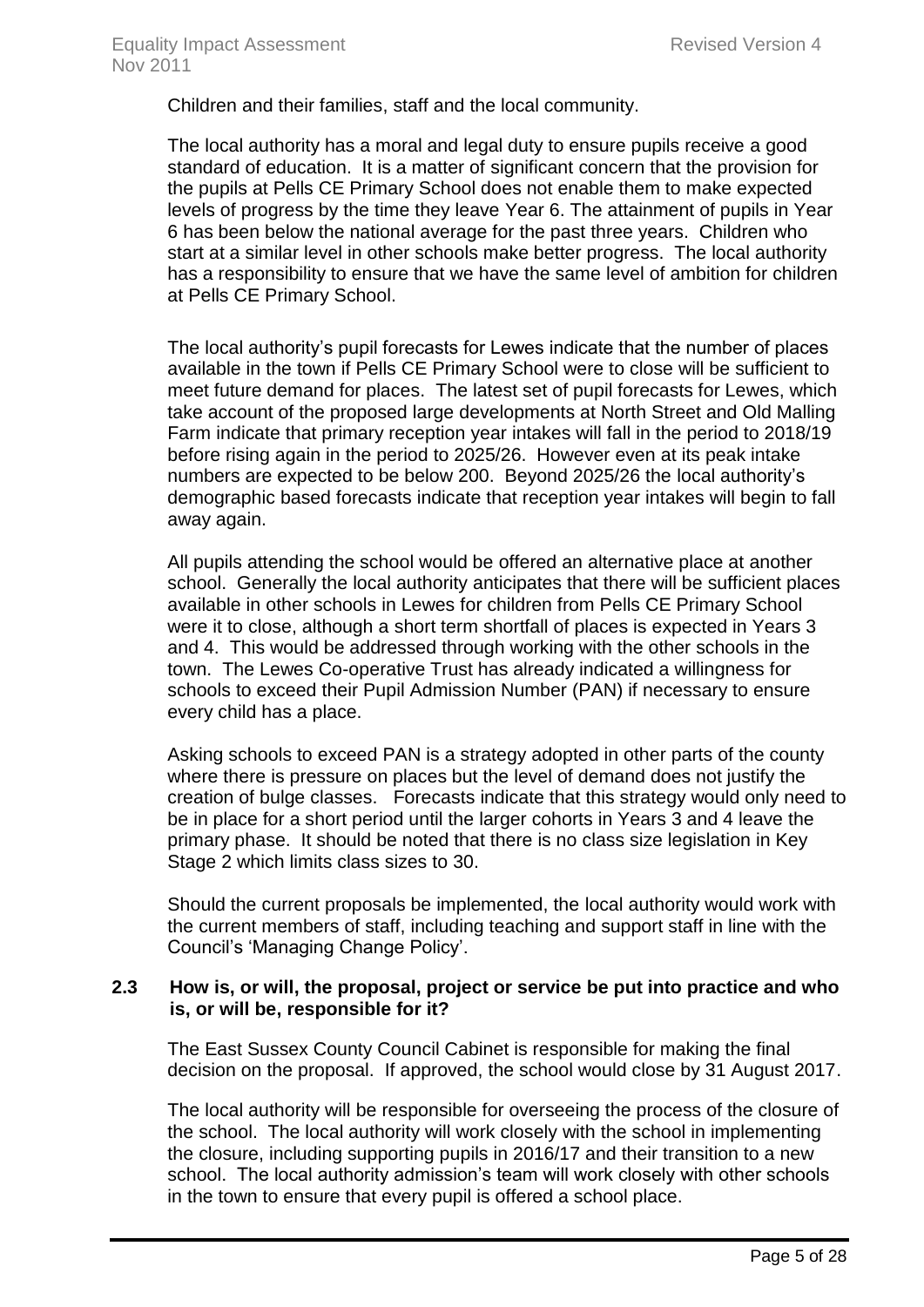Children and their families, staff and the local community.

The local authority has a moral and legal duty to ensure pupils receive a good standard of education. It is a matter of significant concern that the provision for the pupils at Pells CE Primary School does not enable them to make expected levels of progress by the time they leave Year 6. The attainment of pupils in Year 6 has been below the national average for the past three years. Children who start at a similar level in other schools make better progress. The local authority has a responsibility to ensure that we have the same level of ambition for children at Pells CE Primary School.

The local authority's pupil forecasts for Lewes indicate that the number of places available in the town if Pells CE Primary School were to close will be sufficient to meet future demand for places. The latest set of pupil forecasts for Lewes, which take account of the proposed large developments at North Street and Old Malling Farm indicate that primary reception year intakes will fall in the period to 2018/19 before rising again in the period to 2025/26. However even at its peak intake numbers are expected to be below 200. Beyond 2025/26 the local authority's demographic based forecasts indicate that reception year intakes will begin to fall away again.

All pupils attending the school would be offered an alternative place at another school. Generally the local authority anticipates that there will be sufficient places available in other schools in Lewes for children from Pells CE Primary School were it to close, although a short term shortfall of places is expected in Years 3 and 4. This would be addressed through working with the other schools in the town. The Lewes Co-operative Trust has already indicated a willingness for schools to exceed their Pupil Admission Number (PAN) if necessary to ensure every child has a place.

Asking schools to exceed PAN is a strategy adopted in other parts of the county where there is pressure on places but the level of demand does not justify the creation of bulge classes. Forecasts indicate that this strategy would only need to be in place for a short period until the larger cohorts in Years 3 and 4 leave the primary phase. It should be noted that there is no class size legislation in Key Stage 2 which limits class sizes to 30.

Should the current proposals be implemented, the local authority would work with the current members of staff, including teaching and support staff in line with the Council's 'Managing Change Policy'.

**2.3 How is, or will, the proposal, project or service be put into practice and who is, or will be, responsible for it?**

The East Sussex County Council Cabinet is responsible for making the final decision on the proposal. If approved, the school would close by 31 August 2017.

The local authority will be responsible for overseeing the process of the closure of the school. The local authority will work closely with the school in implementing the closure, including supporting pupils in 2016/17 and their transition to a new school. The local authority admission's team will work closely with other schools in the town to ensure that every pupil is offered a school place.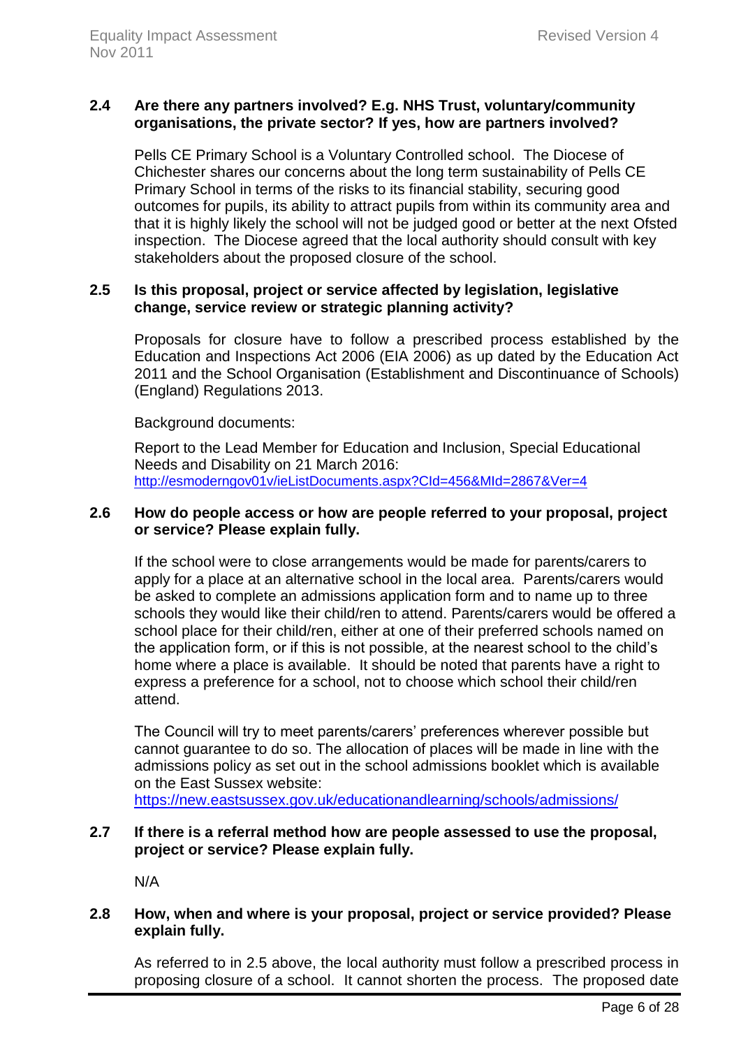### 2.4 Are there any partners involved? E.g. NHS Trust, voluntary/community organisations, the private sector? If yes, how are partners involved?

Pells CE Primary School is a Voluntary Controlled school. The Diocese of Chichester shares our concerns about the long term sustainability of Pells CE Primary School in terms of the risks to its financial stability, securing good outcomes for pupils, its ability to attract pupils from within its community area and that it is highly likely the school will not be judged good or better at the next Ofsted inspection. The Diocese agreed that the local authority should consult with key stakeholders about the proposed closure of the school.

### 2.5 Is this proposal, project or service affected by legislation, legislative change, service review or strategic planning activity?

Proposals for closure have to follow a prescribed process established by the Education and Inspections Act 2006 (EIA 2006) as up dated by the Education Act 2011 and the School Organisation (Establishment and Discontinuance of Schools) (England) Regulations 2013.

Background documents:

Report to the Lead Member for Education and Inclusion, Special Educational Needs and Disability on 21 March 2016:
http://esmoderngov01v/ieListDocuments.aspx?CId=456&MId=2867&Ver=4

### 2.6 How do people access or how are people referred to your proposal, project or service? Please explain fully.

If the school were to close arrangements would be made for parents/carers to apply for a place at an alternative school in the local area. Parents/carers would be asked to complete an admissions application form and to name up to three schools they would like their child/ren to attend. Parents/carers would be offered a school place for their child/ren, either at one of their preferred schools named on the application form, or if this is not possible, at the nearest school to the child's home where a place is available. It should be noted that parents have a right to express a preference for a school, not to choose which school their child/ren attend.

The Council will try to meet parents/carers' preferences wherever possible but cannot guarantee to do so. The allocation of places will be made in line with the admissions policy as set out in the school admissions booklet which is available on the East Sussex website:
https://new.eastsussex.gov.uk/educationandlearning/schools/admissions/

### 2.7 If there is a referral method how are people assessed to use the proposal, project or service? Please explain fully.

N/A

### 2.8 How, when and where is your proposal, project or service provided? Please explain fully.

As referred to in 2.5 above, the local authority must follow a prescribed process in proposing closure of a school. It cannot shorten the process. The proposed date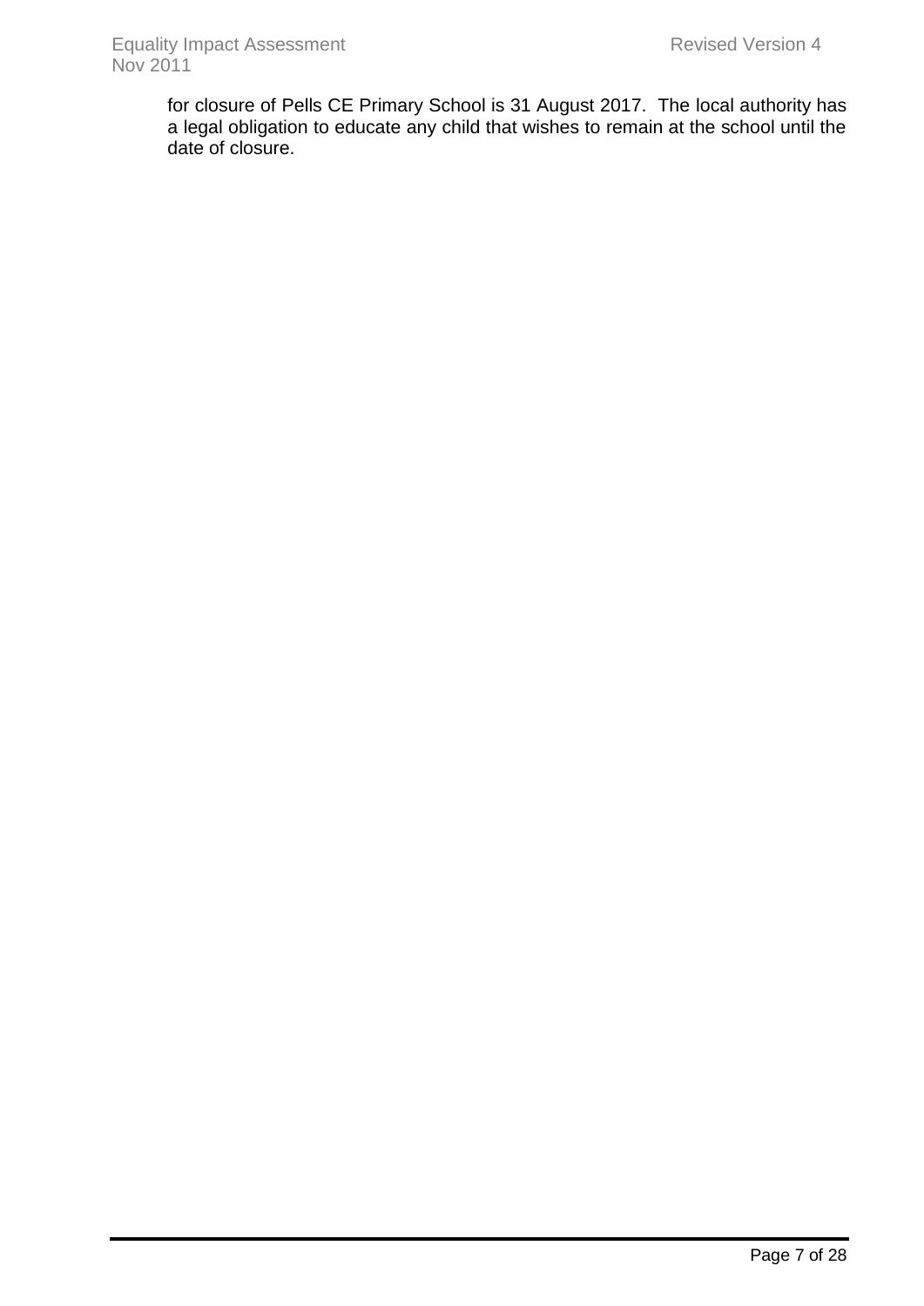for closure of Pells CE Primary School is 31 August 2017. The local authority has a legal obligation to educate any child that wishes to remain at the school until the date of closure.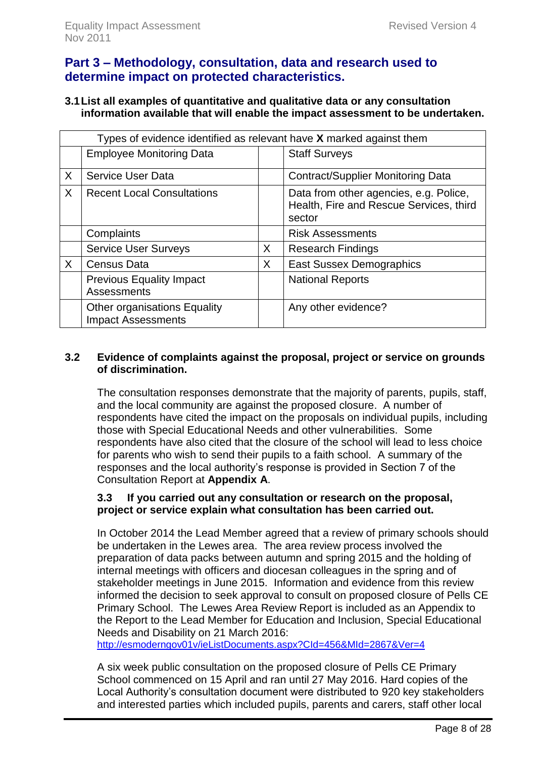## Part 3 – Methodology, consultation, data and research used to determine impact on protected characteristics.

### 3.1 List all examples of quantitative and qualitative data or any consultation information available that will enable the impact assessment to be undertaken.

| Types of evidence identified as relevant have **X** marked against them | | | |
|---|---|---|---|
| | Employee Monitoring Data | | Staff Surveys |
| X | Service User Data | | Contract/Supplier Monitoring Data |
| X | Recent Local Consultations | | Data from other agencies, e.g. Police, Health, Fire and Rescue Services, third sector |
| | Complaints | | Risk Assessments |
| | Service User Surveys | X | Research Findings |
| X | Census Data | X | East Sussex Demographics |
| | Previous Equality Impact Assessments | | National Reports |
| | Other organisations Equality Impact Assessments | | Any other evidence? |

### 3.2 Evidence of complaints against the proposal, project or service on grounds of discrimination.

The consultation responses demonstrate that the majority of parents, pupils, staff, and the local community are against the proposed closure. A number of respondents have cited the impact on the proposals on individual pupils, including those with Special Educational Needs and other vulnerabilities. Some respondents have also cited that the closure of the school will lead to less choice for parents who wish to send their pupils to a faith school. A summary of the responses and the local authority's response is provided in Section 7 of the Consultation Report at **Appendix A**.

### 3.3 If you carried out any consultation or research on the proposal, project or service explain what consultation has been carried out.

In October 2014 the Lead Member agreed that a review of primary schools should be undertaken in the Lewes area. The area review process involved the preparation of data packs between autumn and spring 2015 and the holding of internal meetings with officers and diocesan colleagues in the spring and of stakeholder meetings in June 2015. Information and evidence from this review informed the decision to seek approval to consult on proposed closure of Pells CE Primary School. The Lewes Area Review Report is included as an Appendix to the Report to the Lead Member for Education and Inclusion, Special Educational Needs and Disability on 21 March 2016:
http://esmoderngov01v/ieListDocuments.aspx?CId=456&MId=2867&Ver=4

A six week public consultation on the proposed closure of Pells CE Primary School commenced on 15 April and ran until 27 May 2016. Hard copies of the Local Authority's consultation document were distributed to 920 key stakeholders and interested parties which included pupils, parents and carers, staff other local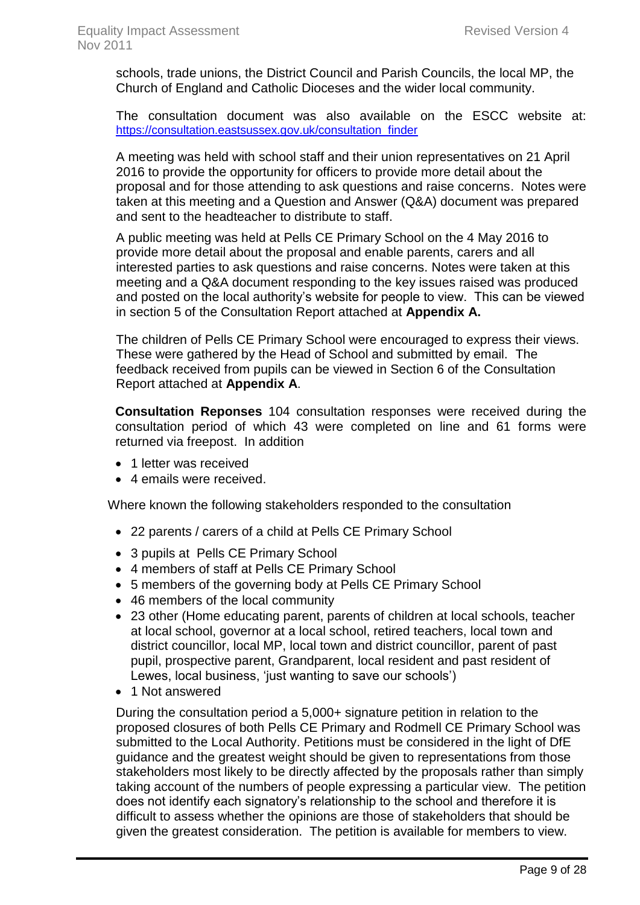schools, trade unions, the District Council and Parish Councils, the local MP, the Church of England and Catholic Dioceses and the wider local community.

The consultation document was also available on the ESCC website at: https://consultation.eastsussex.gov.uk/consultation_finder

A meeting was held with school staff and their union representatives on 21 April 2016 to provide the opportunity for officers to provide more detail about the proposal and for those attending to ask questions and raise concerns. Notes were taken at this meeting and a Question and Answer (Q&A) document was prepared and sent to the headteacher to distribute to staff.

A public meeting was held at Pells CE Primary School on the 4 May 2016 to provide more detail about the proposal and enable parents, carers and all interested parties to ask questions and raise concerns. Notes were taken at this meeting and a Q&A document responding to the key issues raised was produced and posted on the local authority's website for people to view. This can be viewed in section 5 of the Consultation Report attached at **Appendix A.**

The children of Pells CE Primary School were encouraged to express their views. These were gathered by the Head of School and submitted by email. The feedback received from pupils can be viewed in Section 6 of the Consultation Report attached at **Appendix A**.

**Consultation Reponses** 104 consultation responses were received during the consultation period of which 43 were completed on line and 61 forms were returned via freepost. In addition

- 1 letter was received
- 4 emails were received.

Where known the following stakeholders responded to the consultation

- 22 parents / carers of a child at Pells CE Primary School
- 3 pupils at Pells CE Primary School
- 4 members of staff at Pells CE Primary School
- 5 members of the governing body at Pells CE Primary School
- 46 members of the local community
- 23 other (Home educating parent, parents of children at local schools, teacher at local school, governor at a local school, retired teachers, local town and district councillor, local MP, local town and district councillor, parent of past pupil, prospective parent, Grandparent, local resident and past resident of Lewes, local business, 'just wanting to save our schools')
- 1 Not answered

During the consultation period a 5,000+ signature petition in relation to the proposed closures of both Pells CE Primary and Rodmell CE Primary School was submitted to the Local Authority. Petitions must be considered in the light of DfE guidance and the greatest weight should be given to representations from those stakeholders most likely to be directly affected by the proposals rather than simply taking account of the numbers of people expressing a particular view. The petition does not identify each signatory's relationship to the school and therefore it is difficult to assess whether the opinions are those of stakeholders that should be given the greatest consideration. The petition is available for members to view.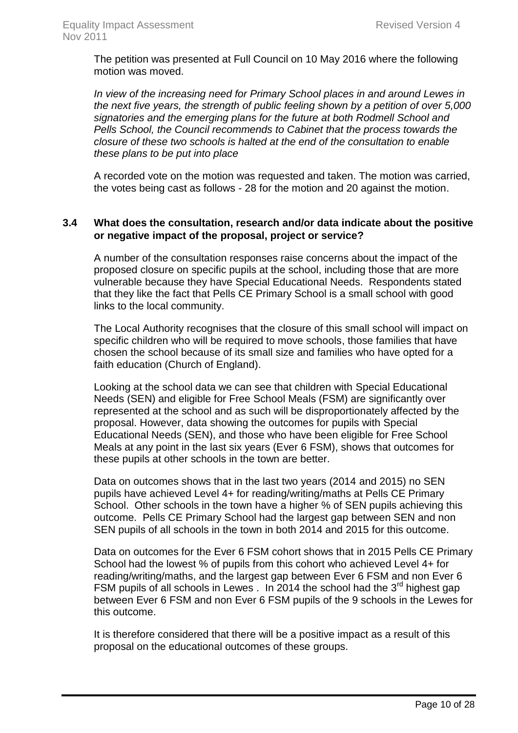The petition was presented at Full Council on 10 May 2016 where the following motion was moved.

*In view of the increasing need for Primary School places in and around Lewes in the next five years, the strength of public feeling shown by a petition of over 5,000 signatories and the emerging plans for the future at both Rodmell School and Pells School, the Council recommends to Cabinet that the process towards the closure of these two schools is halted at the end of the consultation to enable these plans to be put into place*

A recorded vote on the motion was requested and taken. The motion was carried, the votes being cast as follows - 28 for the motion and 20 against the motion.

### 3.4 What does the consultation, research and/or data indicate about the positive or negative impact of the proposal, project or service?

A number of the consultation responses raise concerns about the impact of the proposed closure on specific pupils at the school, including those that are more vulnerable because they have Special Educational Needs. Respondents stated that they like the fact that Pells CE Primary School is a small school with good links to the local community.

The Local Authority recognises that the closure of this small school will impact on specific children who will be required to move schools, those families that have chosen the school because of its small size and families who have opted for a faith education (Church of England).

Looking at the school data we can see that children with Special Educational Needs (SEN) and eligible for Free School Meals (FSM) are significantly over represented at the school and as such will be disproportionately affected by the proposal. However, data showing the outcomes for pupils with Special Educational Needs (SEN), and those who have been eligible for Free School Meals at any point in the last six years (Ever 6 FSM), shows that outcomes for these pupils at other schools in the town are better.

Data on outcomes shows that in the last two years (2014 and 2015) no SEN pupils have achieved Level 4+ for reading/writing/maths at Pells CE Primary School. Other schools in the town have a higher % of SEN pupils achieving this outcome. Pells CE Primary School had the largest gap between SEN and non SEN pupils of all schools in the town in both 2014 and 2015 for this outcome.

Data on outcomes for the Ever 6 FSM cohort shows that in 2015 Pells CE Primary School had the lowest % of pupils from this cohort who achieved Level 4+ for reading/writing/maths, and the largest gap between Ever 6 FSM and non Ever 6 FSM pupils of all schools in Lewes . In 2014 the school had the 3rd highest gap between Ever 6 FSM and non Ever 6 FSM pupils of the 9 schools in the Lewes for this outcome.

It is therefore considered that there will be a positive impact as a result of this proposal on the educational outcomes of these groups.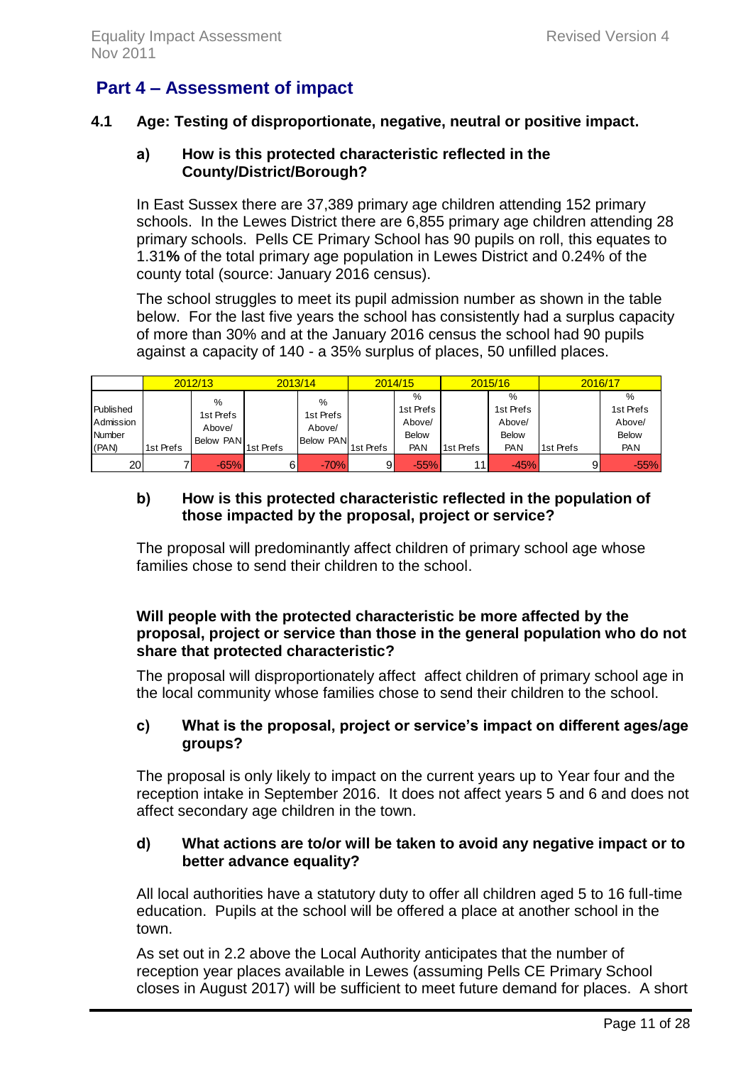## Part 4 – Assessment of impact

### 4.1 Age: Testing of disproportionate, negative, neutral or positive impact.

#### a) How is this protected characteristic reflected in the County/District/Borough?

In East Sussex there are 37,389 primary age children attending 152 primary schools. In the Lewes District there are 6,855 primary age children attending 28 primary schools. Pells CE Primary School has 90 pupils on roll, this equates to 1.31**%** of the total primary age population in Lewes District and 0.24% of the county total (source: January 2016 census).

The school struggles to meet its pupil admission number as shown in the table below. For the last five years the school has consistently had a surplus capacity of more than 30% and at the January 2016 census the school had 90 pupils against a capacity of 140 - a 35% surplus of places, 50 unfilled places.

| | 2012/13 | | 2013/14 | | 2014/15 | | 2015/16 | | 2016/17 | |
|---|---|---|---|---|---|---|---|---|---|---|
| Published Admission Number (PAN) | 1st Prefs | % 1st Prefs Above/ Below PAN | 1st Prefs | % 1st Prefs Above/ Below PAN | 1st Prefs | % 1st Prefs Above/ Below PAN | 1st Prefs | % 1st Prefs Above/ Below PAN | 1st Prefs | % 1st Prefs Above/ Below PAN |
| 20 | 7 | -65% | 6 | -70% | 9 | -55% | 11 | -45% | 9 | -55% |

#### b) How is this protected characteristic reflected in the population of those impacted by the proposal, project or service?

The proposal will predominantly affect children of primary school age whose families chose to send their children to the school.

**Will people with the protected characteristic be more affected by the proposal, project or service than those in the general population who do not share that protected characteristic?**

The proposal will disproportionately affect affect children of primary school age in the local community whose families chose to send their children to the school.

#### c) What is the proposal, project or service's impact on different ages/age groups?

The proposal is only likely to impact on the current years up to Year four and the reception intake in September 2016. It does not affect years 5 and 6 and does not affect secondary age children in the town.

#### d) What actions are to/or will be taken to avoid any negative impact or to better advance equality?

All local authorities have a statutory duty to offer all children aged 5 to 16 full-time education. Pupils at the school will be offered a place at another school in the town.

As set out in 2.2 above the Local Authority anticipates that the number of reception year places available in Lewes (assuming Pells CE Primary School closes in August 2017) will be sufficient to meet future demand for places. A short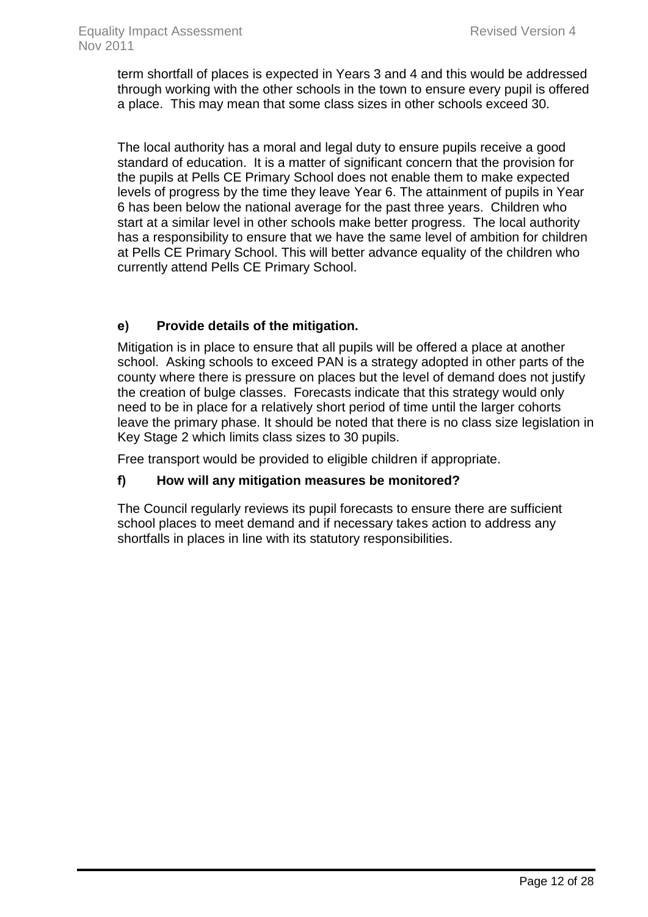term shortfall of places is expected in Years 3 and 4 and this would be addressed through working with the other schools in the town to ensure every pupil is offered a place. This may mean that some class sizes in other schools exceed 30.

The local authority has a moral and legal duty to ensure pupils receive a good standard of education. It is a matter of significant concern that the provision for the pupils at Pells CE Primary School does not enable them to make expected levels of progress by the time they leave Year 6. The attainment of pupils in Year 6 has been below the national average for the past three years. Children who start at a similar level in other schools make better progress. The local authority has a responsibility to ensure that we have the same level of ambition for children at Pells CE Primary School. This will better advance equality of the children who currently attend Pells CE Primary School.

**e) Provide details of the mitigation.**

Mitigation is in place to ensure that all pupils will be offered a place at another school. Asking schools to exceed PAN is a strategy adopted in other parts of the county where there is pressure on places but the level of demand does not justify the creation of bulge classes. Forecasts indicate that this strategy would only need to be in place for a relatively short period of time until the larger cohorts leave the primary phase. It should be noted that there is no class size legislation in Key Stage 2 which limits class sizes to 30 pupils.

Free transport would be provided to eligible children if appropriate.

**f) How will any mitigation measures be monitored?**

The Council regularly reviews its pupil forecasts to ensure there are sufficient school places to meet demand and if necessary takes action to address any shortfalls in places in line with its statutory responsibilities.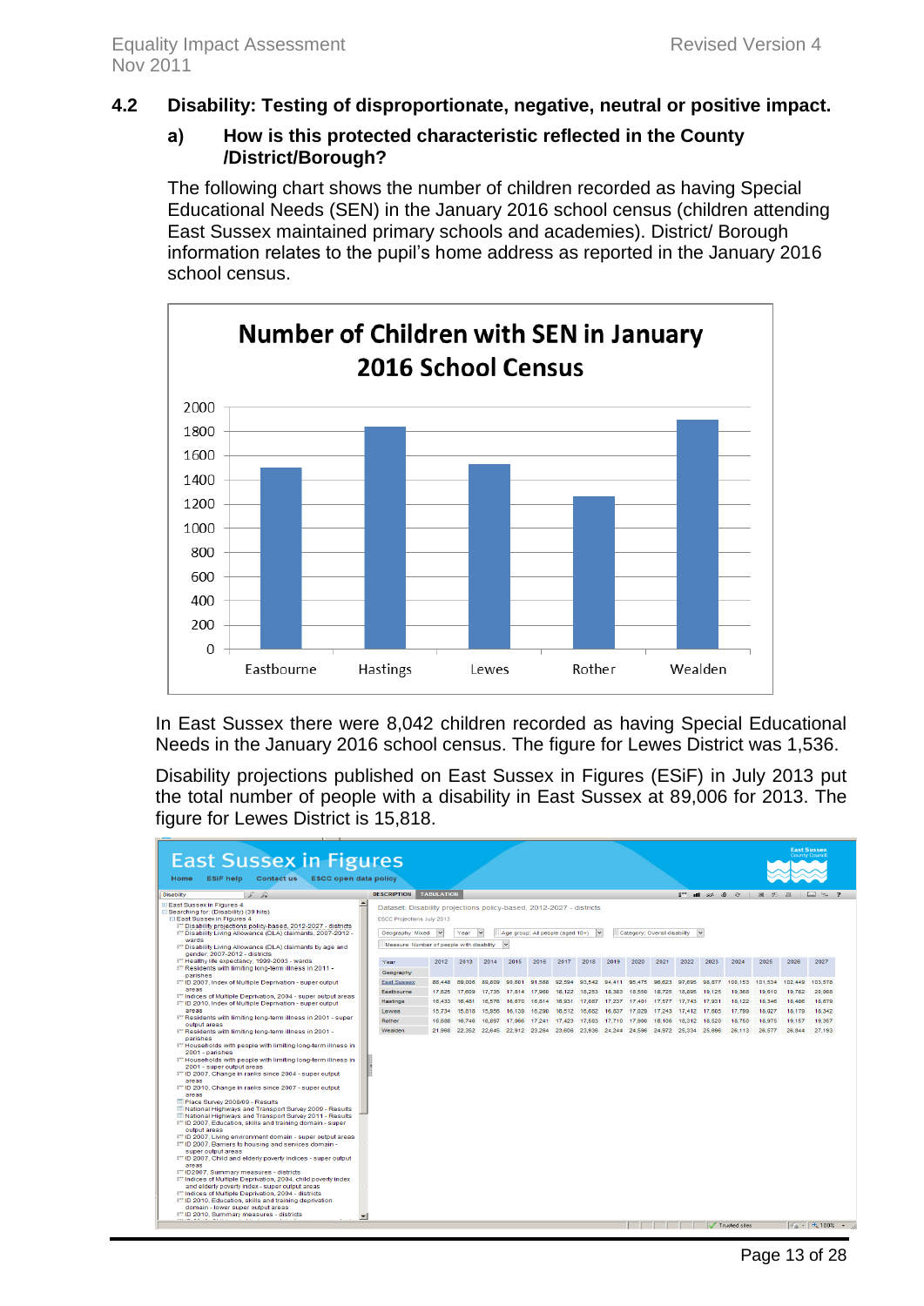## 4.2 Disability: Testing of disproportionate, negative, neutral or positive impact.

### a) How is this protected characteristic reflected in the County /District/Borough?

The following chart shows the number of children recorded as having Special Educational Needs (SEN) in the January 2016 school census (children attending East Sussex maintained primary schools and academies). District/ Borough information relates to the pupil's home address as reported in the January 2016 school census.

**Number of Children with SEN in January 2016 School Census**

In East Sussex there were 8,042 children recorded as having Special Educational Needs in the January 2016 school census. The figure for Lewes District was 1,536.

Disability projections published on East Sussex in Figures (ESiF) in July 2013 put the total number of people with a disability in East Sussex at 89,006 for 2013. The figure for Lewes District is 15,818.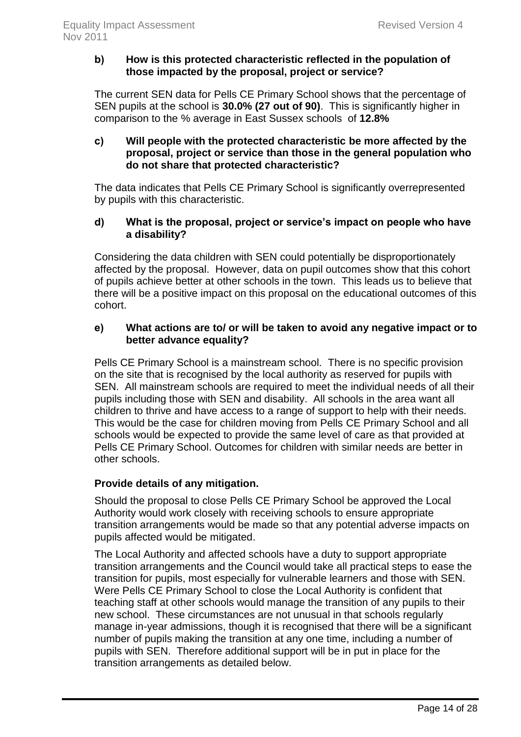**b) How is this protected characteristic reflected in the population of those impacted by the proposal, project or service?**

The current SEN data for Pells CE Primary School shows that the percentage of SEN pupils at the school is **30.0% (27 out of 90)**. This is significantly higher in comparison to the % average in East Sussex schools of **12.8%**

**c) Will people with the protected characteristic be more affected by the proposal, project or service than those in the general population who do not share that protected characteristic?**

The data indicates that Pells CE Primary School is significantly overrepresented by pupils with this characteristic.

**d) What is the proposal, project or service's impact on people who have a disability?**

Considering the data children with SEN could potentially be disproportionately affected by the proposal. However, data on pupil outcomes show that this cohort of pupils achieve better at other schools in the town. This leads us to believe that there will be a positive impact on this proposal on the educational outcomes of this cohort.

**e) What actions are to/ or will be taken to avoid any negative impact or to better advance equality?**

Pells CE Primary School is a mainstream school. There is no specific provision on the site that is recognised by the local authority as reserved for pupils with SEN. All mainstream schools are required to meet the individual needs of all their pupils including those with SEN and disability. All schools in the area want all children to thrive and have access to a range of support to help with their needs. This would be the case for children moving from Pells CE Primary School and all schools would be expected to provide the same level of care as that provided at Pells CE Primary School. Outcomes for children with similar needs are better in other schools.

**Provide details of any mitigation.**

Should the proposal to close Pells CE Primary School be approved the Local Authority would work closely with receiving schools to ensure appropriate transition arrangements would be made so that any potential adverse impacts on pupils affected would be mitigated.

The Local Authority and affected schools have a duty to support appropriate transition arrangements and the Council would take all practical steps to ease the transition for pupils, most especially for vulnerable learners and those with SEN. Were Pells CE Primary School to close the Local Authority is confident that teaching staff at other schools would manage the transition of any pupils to their new school. These circumstances are not unusual in that schools regularly manage in-year admissions, though it is recognised that there will be a significant number of pupils making the transition at any one time, including a number of pupils with SEN. Therefore additional support will be in put in place for the transition arrangements as detailed below.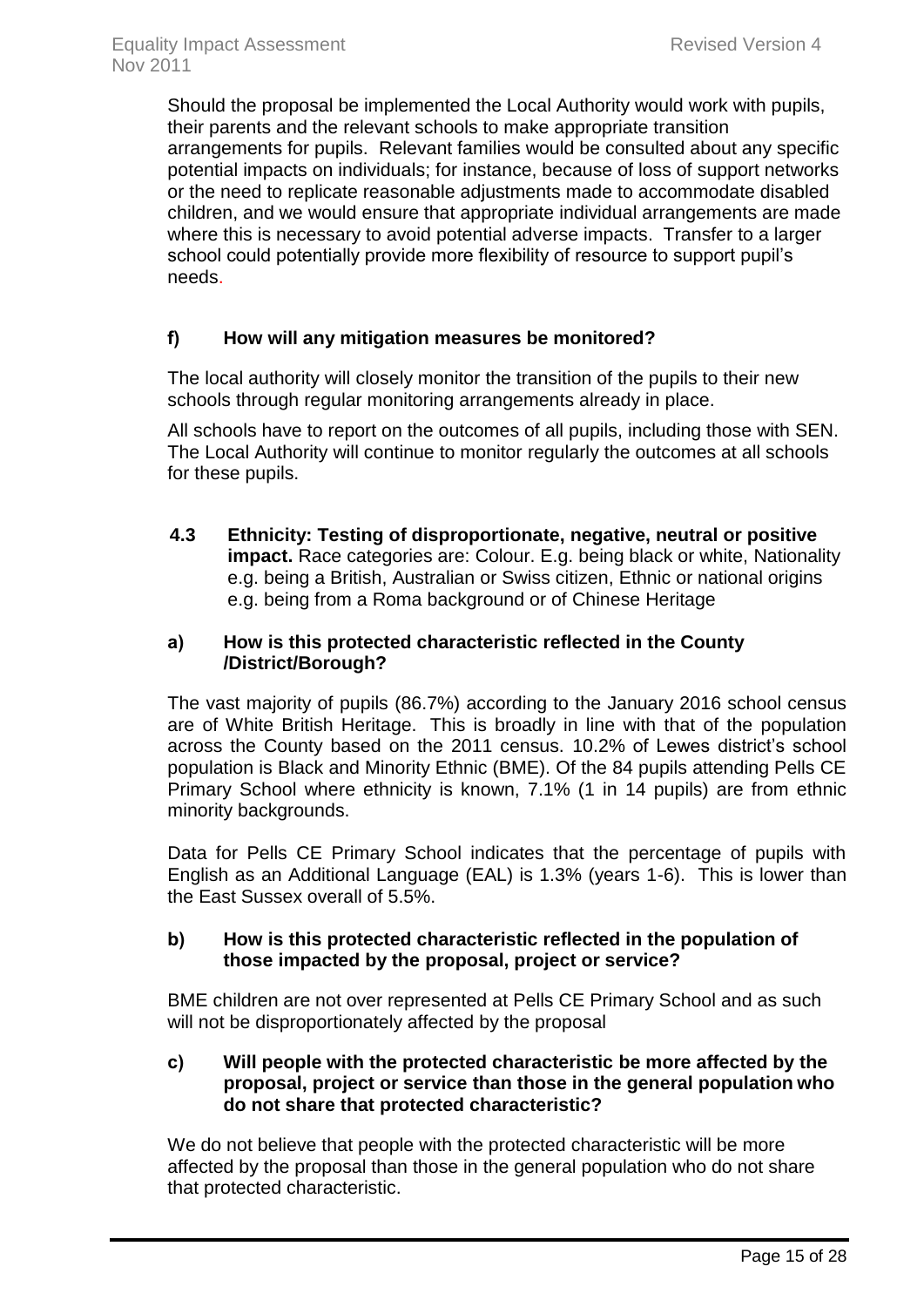Should the proposal be implemented the Local Authority would work with pupils, their parents and the relevant schools to make appropriate transition arrangements for pupils. Relevant families would be consulted about any specific potential impacts on individuals; for instance, because of loss of support networks or the need to replicate reasonable adjustments made to accommodate disabled children, and we would ensure that appropriate individual arrangements are made where this is necessary to avoid potential adverse impacts. Transfer to a larger school could potentially provide more flexibility of resource to support pupil's needs.

**f) How will any mitigation measures be monitored?**

The local authority will closely monitor the transition of the pupils to their new schools through regular monitoring arrangements already in place.

All schools have to report on the outcomes of all pupils, including those with SEN. The Local Authority will continue to monitor regularly the outcomes at all schools for these pupils.

**4.3 Ethnicity: Testing of disproportionate, negative, neutral or positive impact.** Race categories are: Colour. E.g. being black or white, Nationality e.g. being a British, Australian or Swiss citizen, Ethnic or national origins e.g. being from a Roma background or of Chinese Heritage

**a) How is this protected characteristic reflected in the County /District/Borough?**

The vast majority of pupils (86.7%) according to the January 2016 school census are of White British Heritage. This is broadly in line with that of the population across the County based on the 2011 census. 10.2% of Lewes district's school population is Black and Minority Ethnic (BME). Of the 84 pupils attending Pells CE Primary School where ethnicity is known, 7.1% (1 in 14 pupils) are from ethnic minority backgrounds.

Data for Pells CE Primary School indicates that the percentage of pupils with English as an Additional Language (EAL) is 1.3% (years 1-6). This is lower than the East Sussex overall of 5.5%.

**b) How is this protected characteristic reflected in the population of those impacted by the proposal, project or service?**

BME children are not over represented at Pells CE Primary School and as such will not be disproportionately affected by the proposal

**c) Will people with the protected characteristic be more affected by the proposal, project or service than those in the general population who do not share that protected characteristic?**

We do not believe that people with the protected characteristic will be more affected by the proposal than those in the general population who do not share that protected characteristic.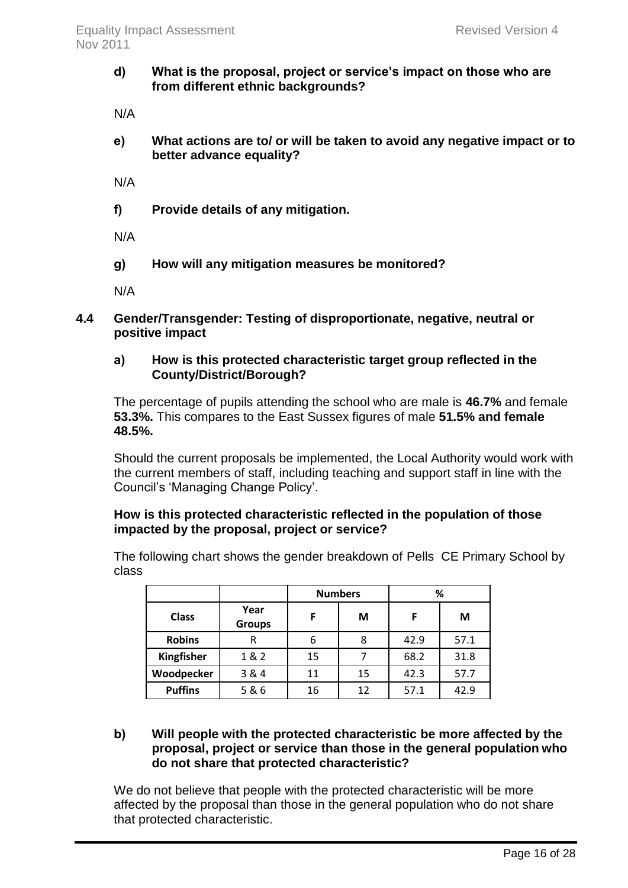**d) What is the proposal, project or service's impact on those who are from different ethnic backgrounds?**

N/A

**e) What actions are to/ or will be taken to avoid any negative impact or to better advance equality?**

N/A

**f) Provide details of any mitigation.**

N/A

**g) How will any mitigation measures be monitored?**

N/A

### 4.4 Gender/Transgender: Testing of disproportionate, negative, neutral or positive impact

**a) How is this protected characteristic target group reflected in the County/District/Borough?**

The percentage of pupils attending the school who are male is **46.7%** and female **53.3%.** This compares to the East Sussex figures of male **51.5% and female 48.5%.**

Should the current proposals be implemented, the Local Authority would work with the current members of staff, including teaching and support staff in line with the Council's 'Managing Change Policy'.

**How is this protected characteristic reflected in the population of those impacted by the proposal, project or service?**

The following chart shows the gender breakdown of Pells CE Primary School by class

| | | Numbers | | % | |
|---|---|---|---|---|---|
| **Class** | **Year Groups** | **F** | **M** | **F** | **M** |
| **Robins** | R | 6 | 8 | 42.9 | 57.1 |
| **Kingfisher** | 1 & 2 | 15 | 7 | 68.2 | 31.8 |
| **Woodpecker** | 3 & 4 | 11 | 15 | 42.3 | 57.7 |
| **Puffins** | 5 & 6 | 16 | 12 | 57.1 | 42.9 |

**b) Will people with the protected characteristic be more affected by the proposal, project or service than those in the general population who do not share that protected characteristic?**

We do not believe that people with the protected characteristic will be more affected by the proposal than those in the general population who do not share that protected characteristic.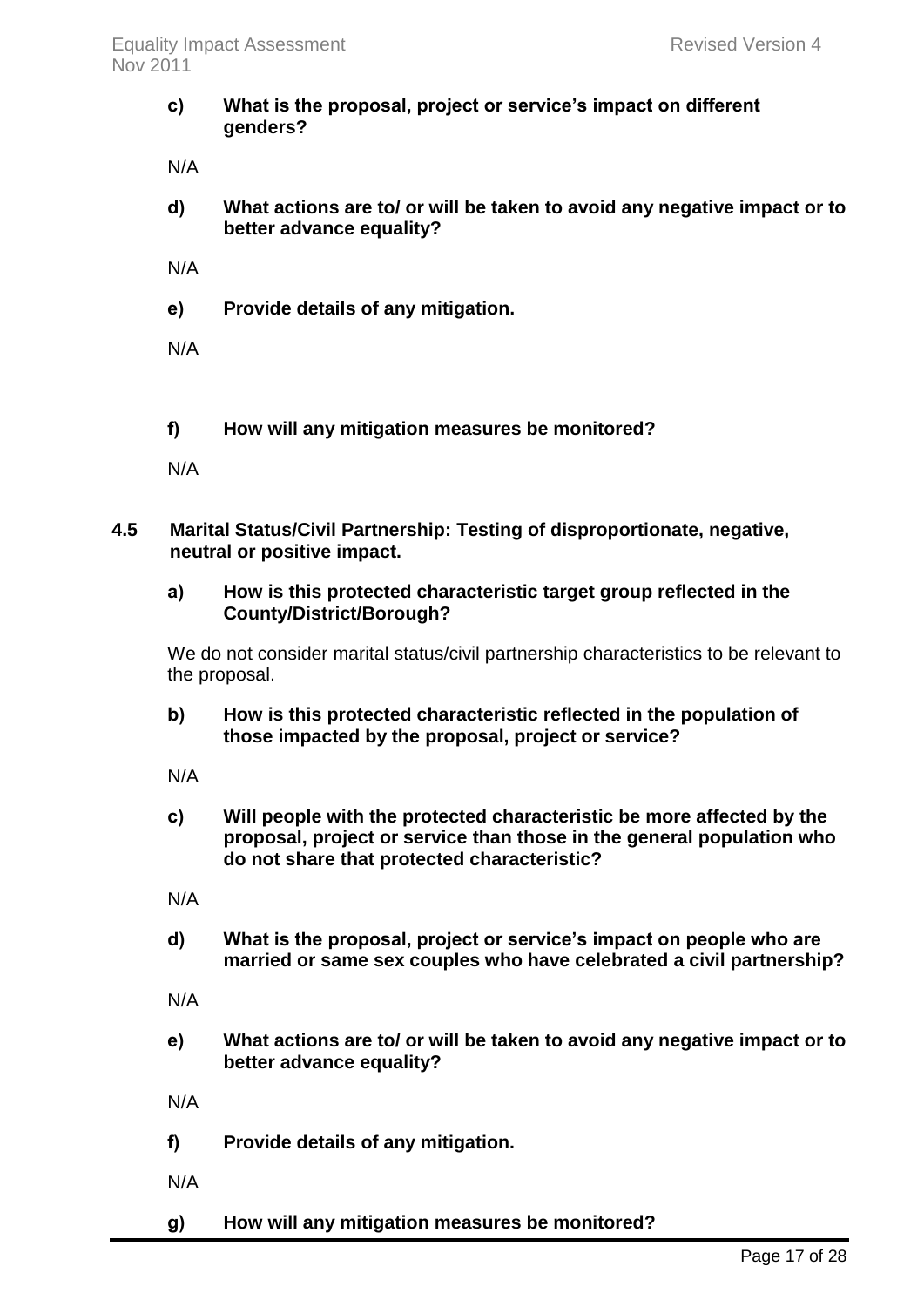**c) What is the proposal, project or service's impact on different genders?**

N/A

**d) What actions are to/ or will be taken to avoid any negative impact or to better advance equality?**

N/A

**e) Provide details of any mitigation.**

N/A

**f) How will any mitigation measures be monitored?**

N/A

### 4.5 Marital Status/Civil Partnership: Testing of disproportionate, negative, neutral or positive impact.

**a) How is this protected characteristic target group reflected in the County/District/Borough?**

We do not consider marital status/civil partnership characteristics to be relevant to the proposal.

**b) How is this protected characteristic reflected in the population of those impacted by the proposal, project or service?**

N/A

**c) Will people with the protected characteristic be more affected by the proposal, project or service than those in the general population who do not share that protected characteristic?**

N/A

**d) What is the proposal, project or service's impact on people who are married or same sex couples who have celebrated a civil partnership?**

N/A

**e) What actions are to/ or will be taken to avoid any negative impact or to better advance equality?**

N/A

**f) Provide details of any mitigation.**

N/A

**g) How will any mitigation measures be monitored?**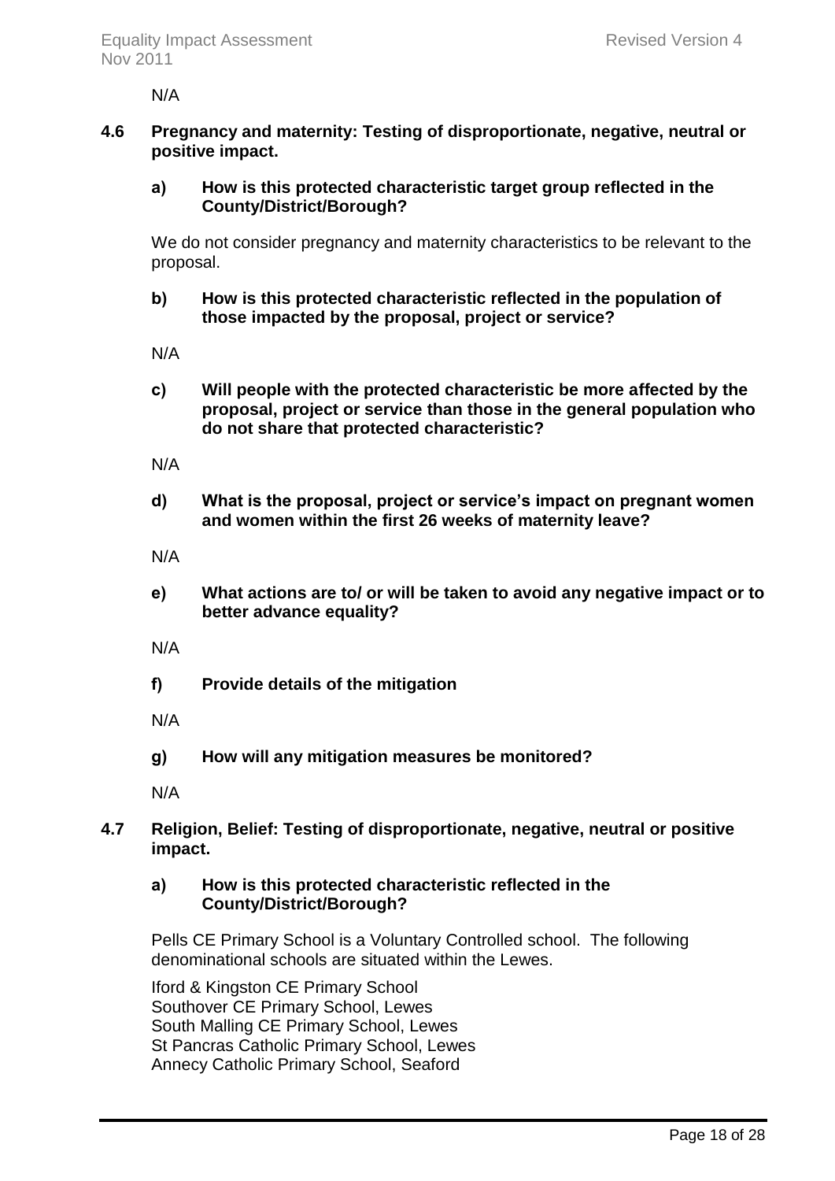N/A

**4.6 Pregnancy and maternity: Testing of disproportionate, negative, neutral or positive impact.**

**a) How is this protected characteristic target group reflected in the County/District/Borough?**

We do not consider pregnancy and maternity characteristics to be relevant to the proposal.

**b) How is this protected characteristic reflected in the population of those impacted by the proposal, project or service?**

N/A

**c) Will people with the protected characteristic be more affected by the proposal, project or service than those in the general population who do not share that protected characteristic?**

N/A

**d) What is the proposal, project or service's impact on pregnant women and women within the first 26 weeks of maternity leave?**

N/A

**e) What actions are to/ or will be taken to avoid any negative impact or to better advance equality?**

N/A

**f) Provide details of the mitigation**

N/A

**g) How will any mitigation measures be monitored?**

N/A

**4.7 Religion, Belief: Testing of disproportionate, negative, neutral or positive impact.**

**a) How is this protected characteristic reflected in the County/District/Borough?**

Pells CE Primary School is a Voluntary Controlled school. The following denominational schools are situated within the Lewes.

Iford & Kingston CE Primary School
Southover CE Primary School, Lewes
South Malling CE Primary School, Lewes
St Pancras Catholic Primary School, Lewes
Annecy Catholic Primary School, Seaford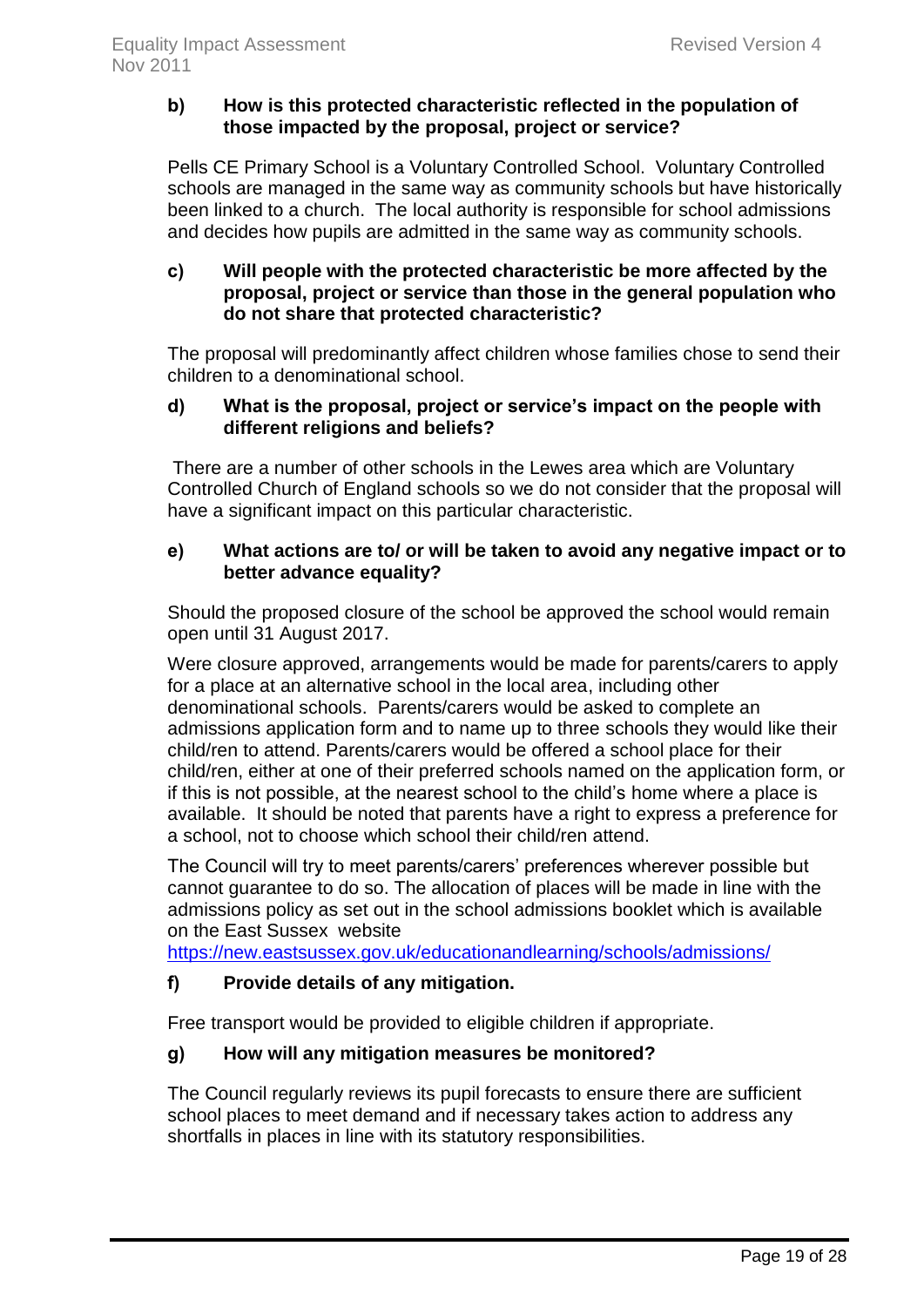**b) How is this protected characteristic reflected in the population of those impacted by the proposal, project or service?**

Pells CE Primary School is a Voluntary Controlled School. Voluntary Controlled schools are managed in the same way as community schools but have historically been linked to a church. The local authority is responsible for school admissions and decides how pupils are admitted in the same way as community schools.

**c) Will people with the protected characteristic be more affected by the proposal, project or service than those in the general population who do not share that protected characteristic?**

The proposal will predominantly affect children whose families chose to send their children to a denominational school.

**d) What is the proposal, project or service's impact on the people with different religions and beliefs?**

There are a number of other schools in the Lewes area which are Voluntary Controlled Church of England schools so we do not consider that the proposal will have a significant impact on this particular characteristic.

**e) What actions are to/ or will be taken to avoid any negative impact or to better advance equality?**

Should the proposed closure of the school be approved the school would remain open until 31 August 2017.

Were closure approved, arrangements would be made for parents/carers to apply for a place at an alternative school in the local area, including other denominational schools. Parents/carers would be asked to complete an admissions application form and to name up to three schools they would like their child/ren to attend. Parents/carers would be offered a school place for their child/ren, either at one of their preferred schools named on the application form, or if this is not possible, at the nearest school to the child's home where a place is available. It should be noted that parents have a right to express a preference for a school, not to choose which school their child/ren attend.

The Council will try to meet parents/carers' preferences wherever possible but cannot guarantee to do so. The allocation of places will be made in line with the admissions policy as set out in the school admissions booklet which is available on the East Sussex website https://new.eastsussex.gov.uk/educationandlearning/schools/admissions/

**f) Provide details of any mitigation.**

Free transport would be provided to eligible children if appropriate.

**g) How will any mitigation measures be monitored?**

The Council regularly reviews its pupil forecasts to ensure there are sufficient school places to meet demand and if necessary takes action to address any shortfalls in places in line with its statutory responsibilities.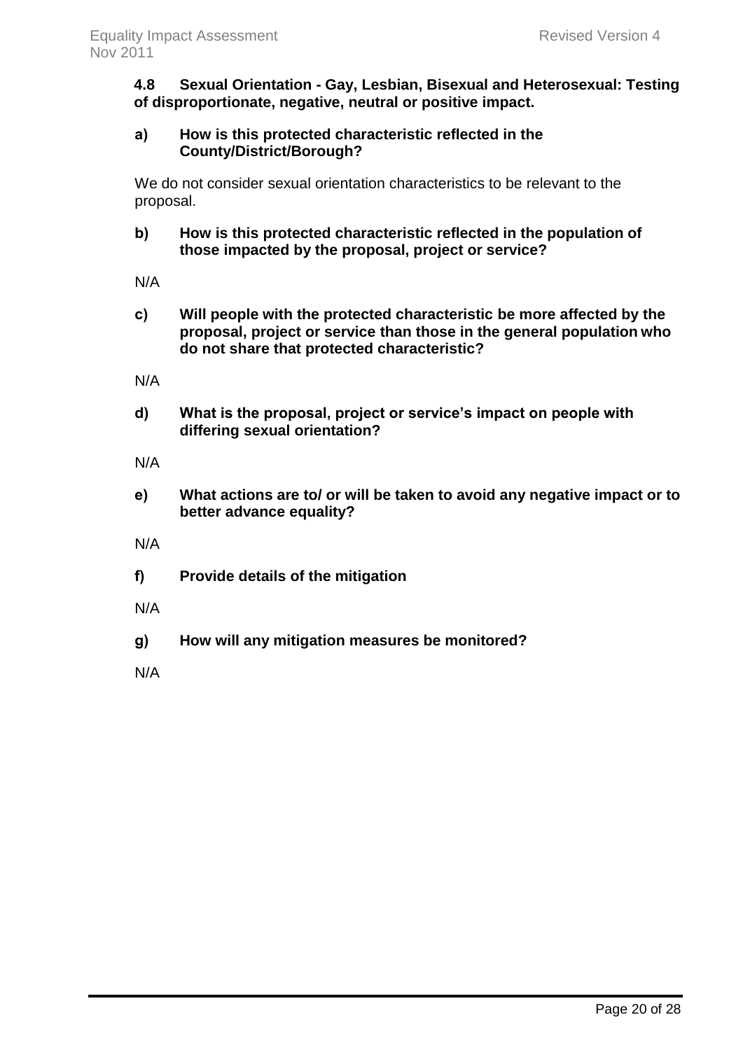**4.8 Sexual Orientation - Gay, Lesbian, Bisexual and Heterosexual: Testing of disproportionate, negative, neutral or positive impact.**

**a) How is this protected characteristic reflected in the County/District/Borough?**

We do not consider sexual orientation characteristics to be relevant to the proposal.

**b) How is this protected characteristic reflected in the population of those impacted by the proposal, project or service?**

N/A

**c) Will people with the protected characteristic be more affected by the proposal, project or service than those in the general population who do not share that protected characteristic?**

N/A

**d) What is the proposal, project or service's impact on people with differing sexual orientation?**

N/A

**e) What actions are to/ or will be taken to avoid any negative impact or to better advance equality?**

N/A

**f) Provide details of the mitigation**

N/A

**g) How will any mitigation measures be monitored?**

N/A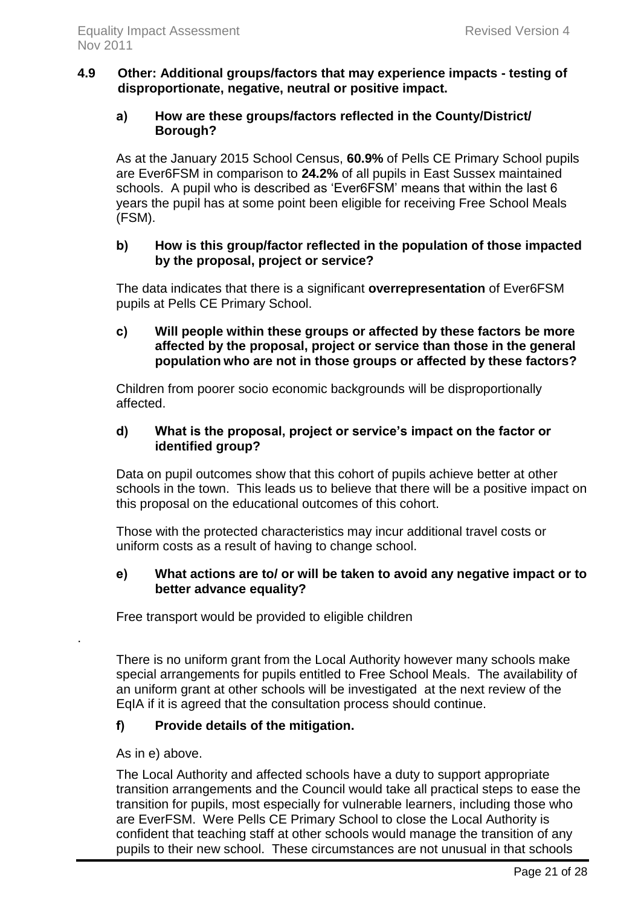## 4.9 Other: Additional groups/factors that may experience impacts - testing of disproportionate, negative, neutral or positive impact.

### a) How are these groups/factors reflected in the County/District/ Borough?

As at the January 2015 School Census, **60.9%** of Pells CE Primary School pupils are Ever6FSM in comparison to **24.2%** of all pupils in East Sussex maintained schools. A pupil who is described as 'Ever6FSM' means that within the last 6 years the pupil has at some point been eligible for receiving Free School Meals (FSM).

### b) How is this group/factor reflected in the population of those impacted by the proposal, project or service?

The data indicates that there is a significant **overrepresentation** of Ever6FSM pupils at Pells CE Primary School.

### c) Will people within these groups or affected by these factors be more affected by the proposal, project or service than those in the general population who are not in those groups or affected by these factors?

Children from poorer socio economic backgrounds will be disproportionally affected.

### d) What is the proposal, project or service's impact on the factor or identified group?

Data on pupil outcomes show that this cohort of pupils achieve better at other schools in the town. This leads us to believe that there will be a positive impact on this proposal on the educational outcomes of this cohort.

Those with the protected characteristics may incur additional travel costs or uniform costs as a result of having to change school.

### e) What actions are to/ or will be taken to avoid any negative impact or to better advance equality?

Free transport would be provided to eligible children

.

There is no uniform grant from the Local Authority however many schools make special arrangements for pupils entitled to Free School Meals. The availability of an uniform grant at other schools will be investigated at the next review of the EqIA if it is agreed that the consultation process should continue.

### f) Provide details of the mitigation.

As in e) above.

The Local Authority and affected schools have a duty to support appropriate transition arrangements and the Council would take all practical steps to ease the transition for pupils, most especially for vulnerable learners, including those who are EverFSM. Were Pells CE Primary School to close the Local Authority is confident that teaching staff at other schools would manage the transition of any pupils to their new school. These circumstances are not unusual in that schools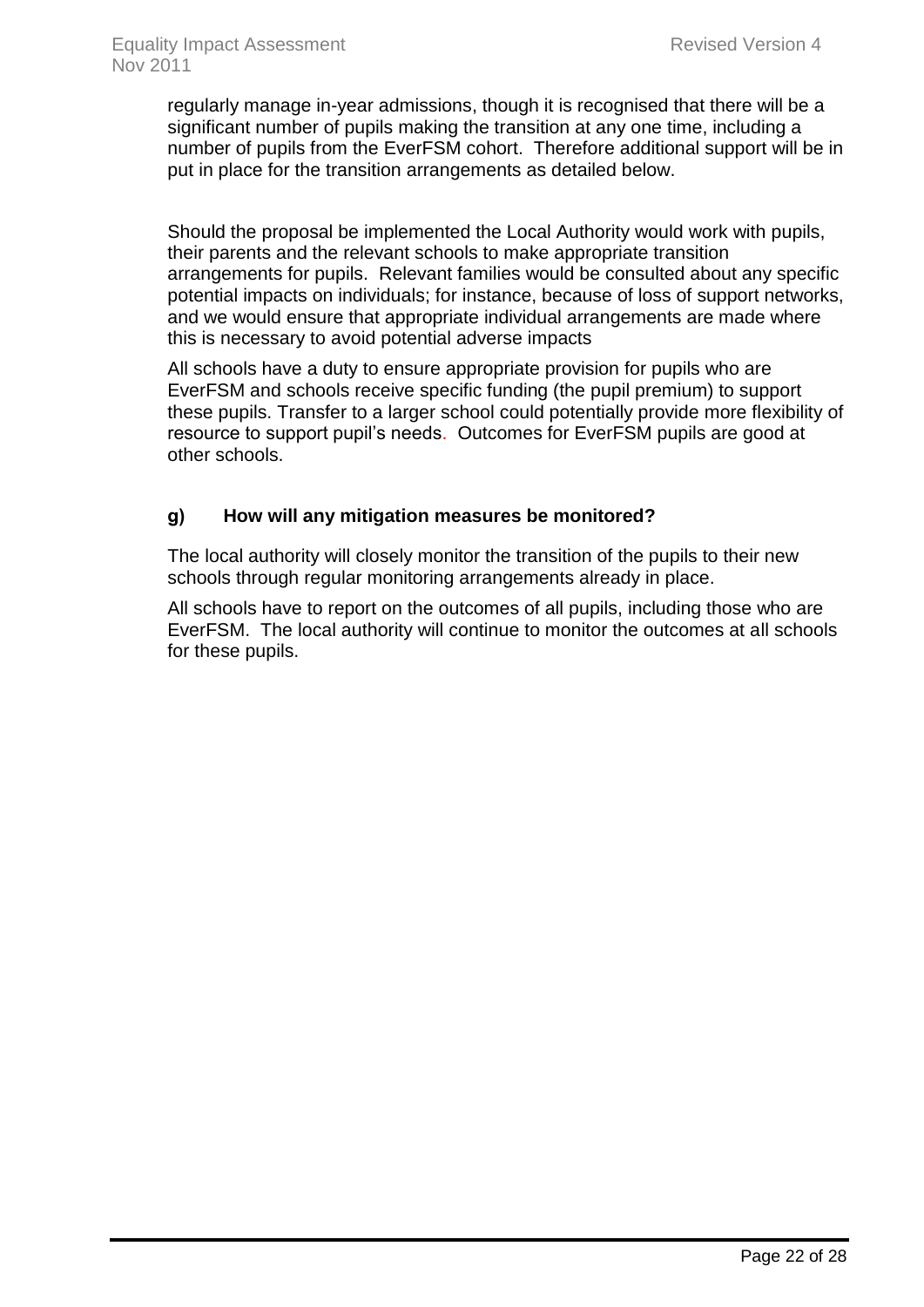regularly manage in-year admissions, though it is recognised that there will be a significant number of pupils making the transition at any one time, including a number of pupils from the EverFSM cohort. Therefore additional support will be in put in place for the transition arrangements as detailed below.

Should the proposal be implemented the Local Authority would work with pupils, their parents and the relevant schools to make appropriate transition arrangements for pupils. Relevant families would be consulted about any specific potential impacts on individuals; for instance, because of loss of support networks, and we would ensure that appropriate individual arrangements are made where this is necessary to avoid potential adverse impacts

All schools have a duty to ensure appropriate provision for pupils who are EverFSM and schools receive specific funding (the pupil premium) to support these pupils. Transfer to a larger school could potentially provide more flexibility of resource to support pupil's needs. Outcomes for EverFSM pupils are good at other schools.

### g) How will any mitigation measures be monitored?

The local authority will closely monitor the transition of the pupils to their new schools through regular monitoring arrangements already in place.

All schools have to report on the outcomes of all pupils, including those who are EverFSM. The local authority will continue to monitor the outcomes at all schools for these pupils.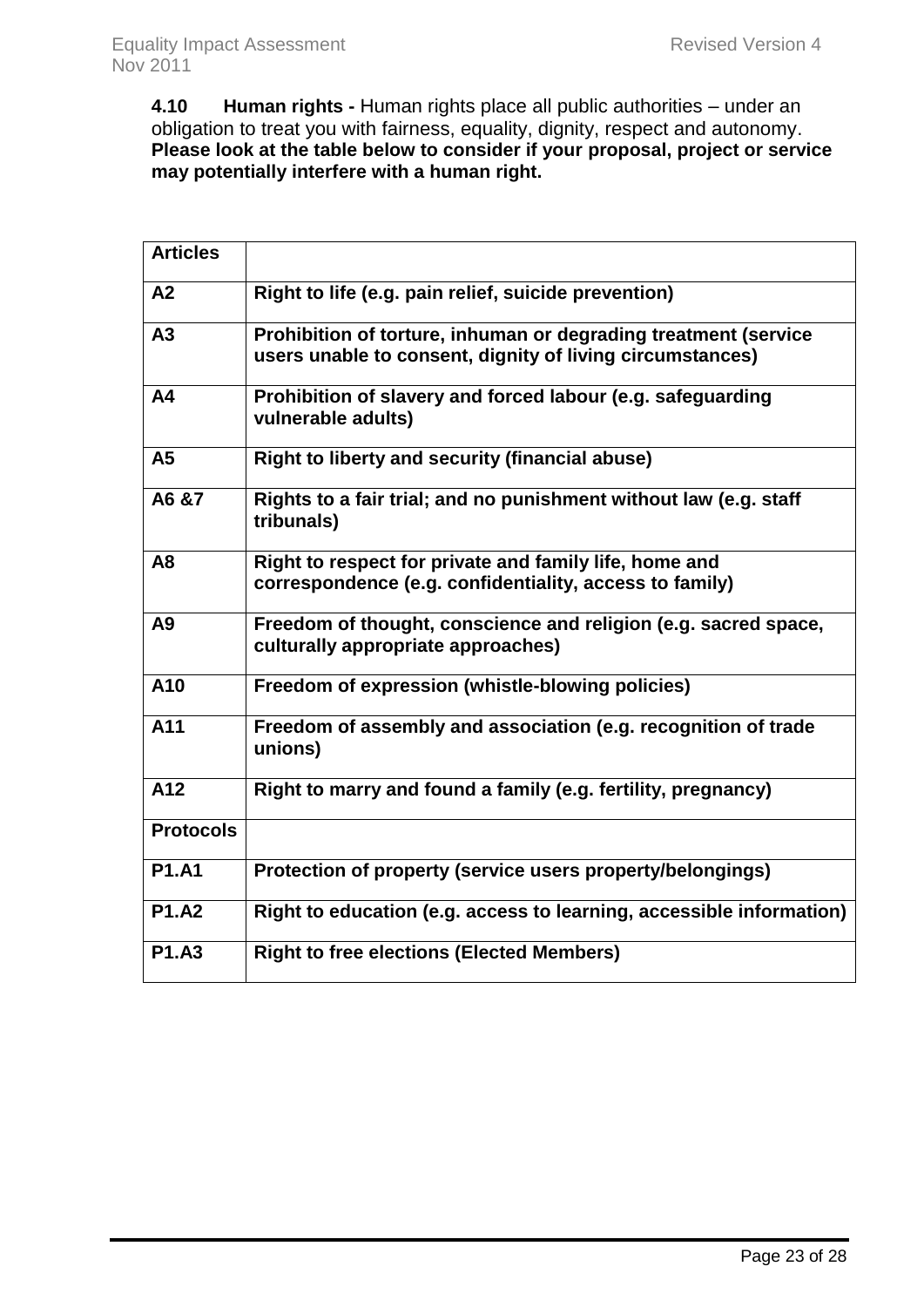**4.10 Human rights -** Human rights place all public authorities – under an obligation to treat you with fairness, equality, dignity, respect and autonomy. **Please look at the table below to consider if your proposal, project or service may potentially interfere with a human right.**

| **Articles** | |
|---|---|
| **A2** | **Right to life (e.g. pain relief, suicide prevention)** |
| **A3** | **Prohibition of torture, inhuman or degrading treatment (service users unable to consent, dignity of living circumstances)** |
| **A4** | **Prohibition of slavery and forced labour (e.g. safeguarding vulnerable adults)** |
| **A5** | **Right to liberty and security (financial abuse)** |
| **A6 &7** | **Rights to a fair trial; and no punishment without law (e.g. staff tribunals)** |
| **A8** | **Right to respect for private and family life, home and correspondence (e.g. confidentiality, access to family)** |
| **A9** | **Freedom of thought, conscience and religion (e.g. sacred space, culturally appropriate approaches)** |
| **A10** | **Freedom of expression (whistle-blowing policies)** |
| **A11** | **Freedom of assembly and association (e.g. recognition of trade unions)** |
| **A12** | **Right to marry and found a family (e.g. fertility, pregnancy)** |
| **Protocols** | |
| **P1.A1** | **Protection of property (service users property/belongings)** |
| **P1.A2** | **Right to education (e.g. access to learning, accessible information)** |
| **P1.A3** | **Right to free elections (Elected Members)** |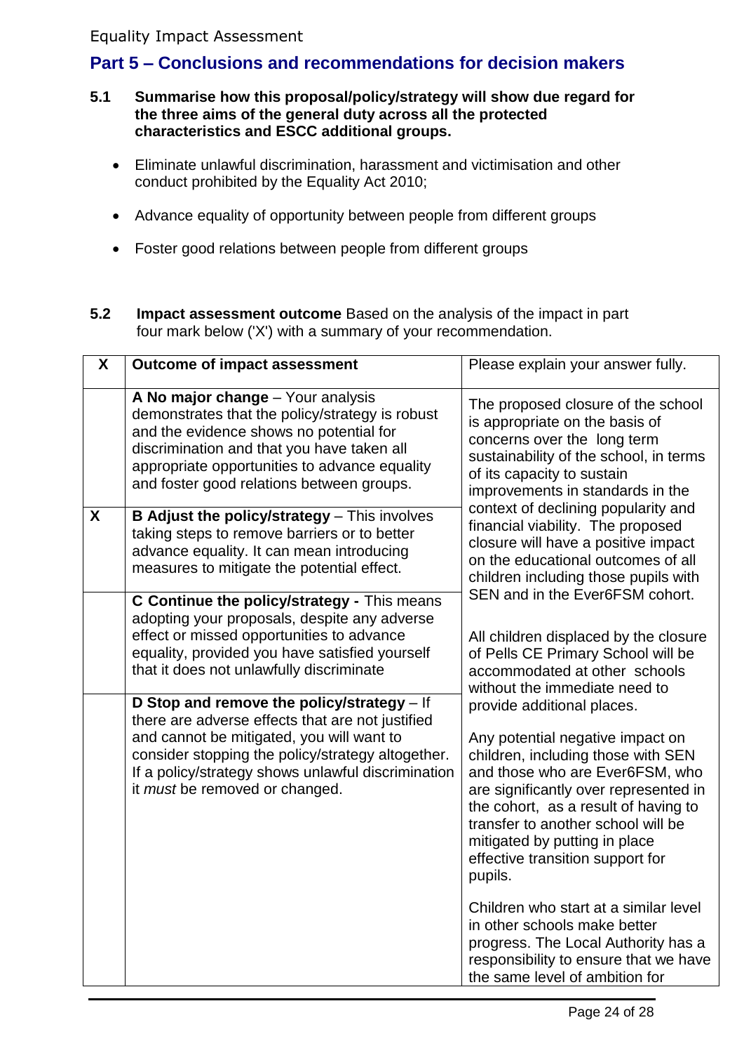## Part 5 – Conclusions and recommendations for decision makers

**5.1 Summarise how this proposal/policy/strategy will show due regard for the three aims of the general duty across all the protected characteristics and ESCC additional groups.**

- Eliminate unlawful discrimination, harassment and victimisation and other conduct prohibited by the Equality Act 2010;
- Advance equality of opportunity between people from different groups
- Foster good relations between people from different groups

**5.2 Impact assessment outcome** Based on the analysis of the impact in part four mark below ('X') with a summary of your recommendation.

| X | Outcome of impact assessment | Please explain your answer fully. |
|---|---|---|
| | **A No major change** – Your analysis demonstrates that the policy/strategy is robust and the evidence shows no potential for discrimination and that you have taken all appropriate opportunities to advance equality and foster good relations between groups. | The proposed closure of the school is appropriate on the basis of concerns over the long term sustainability of the school, in terms of its capacity to sustain improvements in standards in the context of declining popularity and financial viability. The proposed closure will have a positive impact on the educational outcomes of all children including those pupils with SEN and in the Ever6FSM cohort.<br><br>All children displaced by the closure of Pells CE Primary School will be accommodated at other schools without the immediate need to provide additional places.<br><br>Any potential negative impact on children, including those with SEN and those who are Ever6FSM, who are significantly over represented in the cohort, as a result of having to transfer to another school will be mitigated by putting in place effective transition support for pupils.<br><br>Children who start at a similar level in other schools make better progress. The Local Authority has a responsibility to ensure that we have the same level of ambition for |
| X | **B Adjust the policy/strategy** – This involves taking steps to remove barriers or to better advance equality. It can mean introducing measures to mitigate the potential effect. | |
| | **C Continue the policy/strategy -** This means adopting your proposals, despite any adverse effect or missed opportunities to advance equality, provided you have satisfied yourself that it does not unlawfully discriminate | |
| | **D Stop and remove the policy/strategy** – If there are adverse effects that are not justified and cannot be mitigated, you will want to consider stopping the policy/strategy altogether. If a policy/strategy shows unlawful discrimination it *must* be removed or changed. | |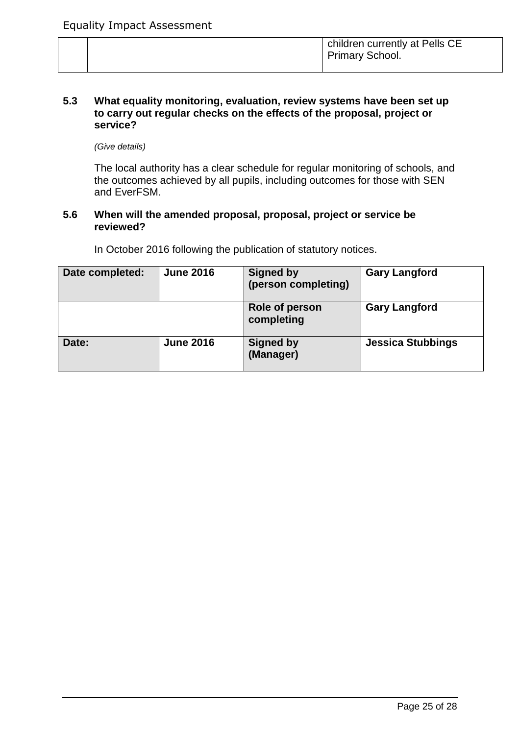| | | children currently at Pells CE Primary School. |
|---|---|---|

**5.3 What equality monitoring, evaluation, review systems have been set up to carry out regular checks on the effects of the proposal, project or service?**

*(Give details)*

The local authority has a clear schedule for regular monitoring of schools, and the outcomes achieved by all pupils, including outcomes for those with SEN and EverFSM.

**5.6 When will the amended proposal, proposal, project or service be reviewed?**

In October 2016 following the publication of statutory notices.

| **Date completed:** | **June 2016** | **Signed by (person completing)** | **Gary Langford** |
|---|---|---|---|
| | | **Role of person completing** | **Gary Langford** |
| **Date:** | **June 2016** | **Signed by (Manager)** | **Jessica Stubbings** |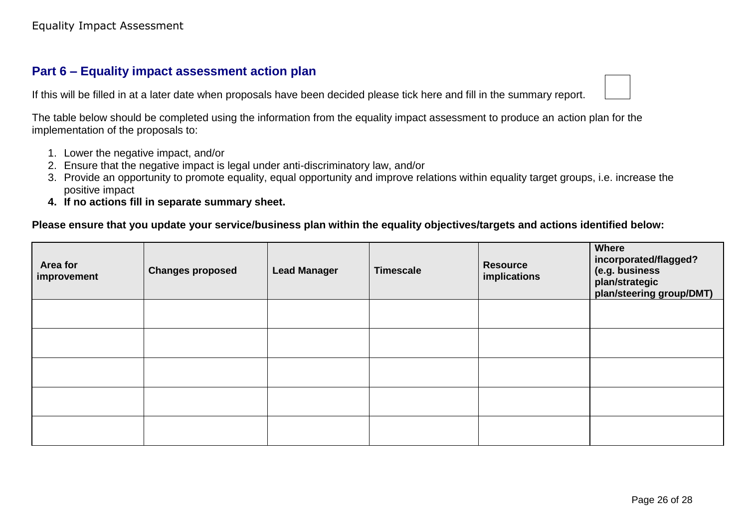## Part 6 – Equality impact assessment action plan

If this will be filled in at a later date when proposals have been decided please tick here and fill in the summary report. ☐

The table below should be completed using the information from the equality impact assessment to produce an action plan for the implementation of the proposals to:

1. Lower the negative impact, and/or
2. Ensure that the negative impact is legal under anti-discriminatory law, and/or
3. Provide an opportunity to promote equality, equal opportunity and improve relations within equality target groups, i.e. increase the positive impact
4. **If no actions fill in separate summary sheet.**

**Please ensure that you update your service/business plan within the equality objectives/targets and actions identified below:**

| Area for improvement | Changes proposed | Lead Manager | Timescale | Resource implications | Where incorporated/flagged? (e.g. business plan/strategic plan/steering group/DMT) |
|---|---|---|---|---|---|
| | | | | | |
| | | | | | |
| | | | | | |
| | | | | | |
| | | | | | |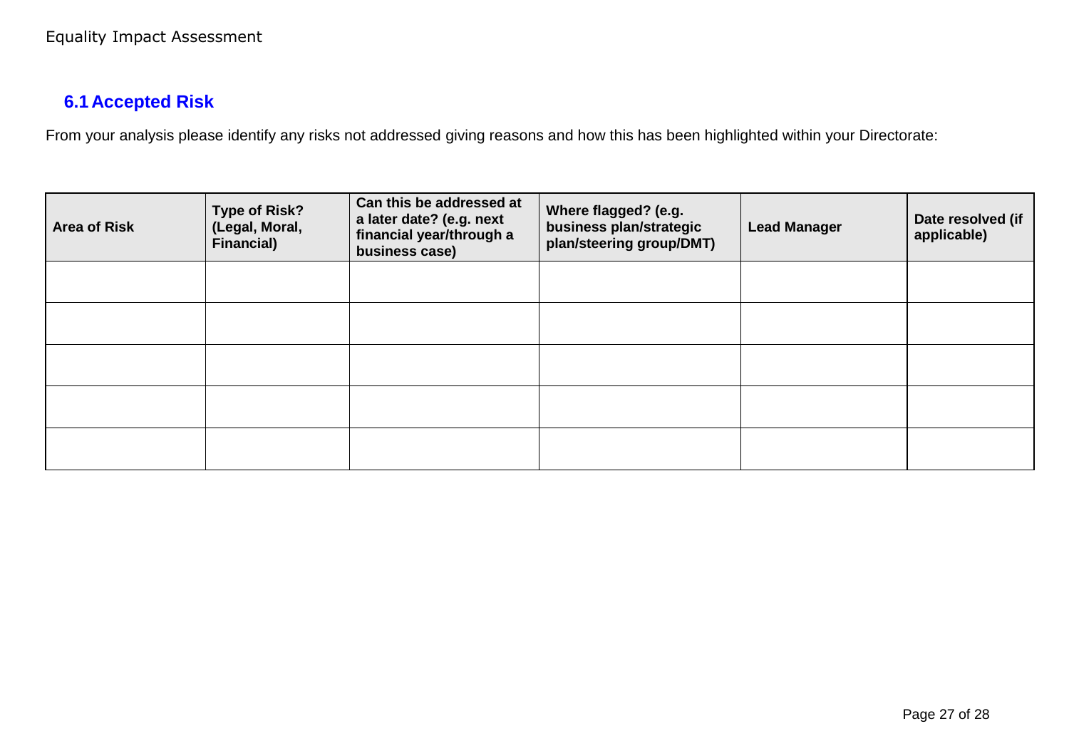## 6.1 Accepted Risk

From your analysis please identify any risks not addressed giving reasons and how this has been highlighted within your Directorate:

| Area of Risk | Type of Risk? (Legal, Moral, Financial) | Can this be addressed at a later date? (e.g. next financial year/through a business case) | Where flagged? (e.g. business plan/strategic plan/steering group/DMT) | Lead Manager | Date resolved (if applicable) |
|---|---|---|---|---|---|
| | | | | | |
| | | | | | |
| | | | | | |
| | | | | | |
| | | | | | |